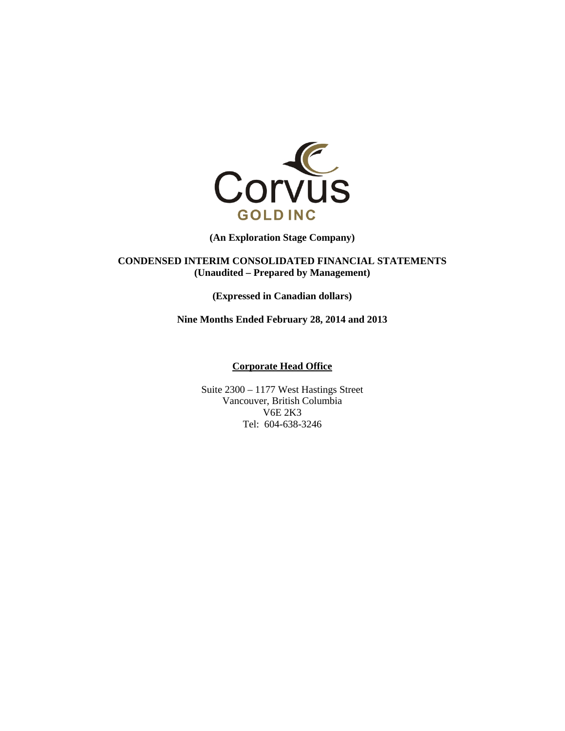Corvus
GOLD INC

**(An Exploration Stage Company)**

**CONDENSED INTERIM CONSOLIDATED FINANCIAL STATEMENTS**
**(Unaudited – Prepared by Management)**

**(Expressed in Canadian dollars)**

**Nine Months Ended February 28, 2014 and 2013**

**Corporate Head Office**

Suite 2300 – 1177 West Hastings Street
Vancouver, British Columbia
V6E 2K3
Tel: 604-638-3246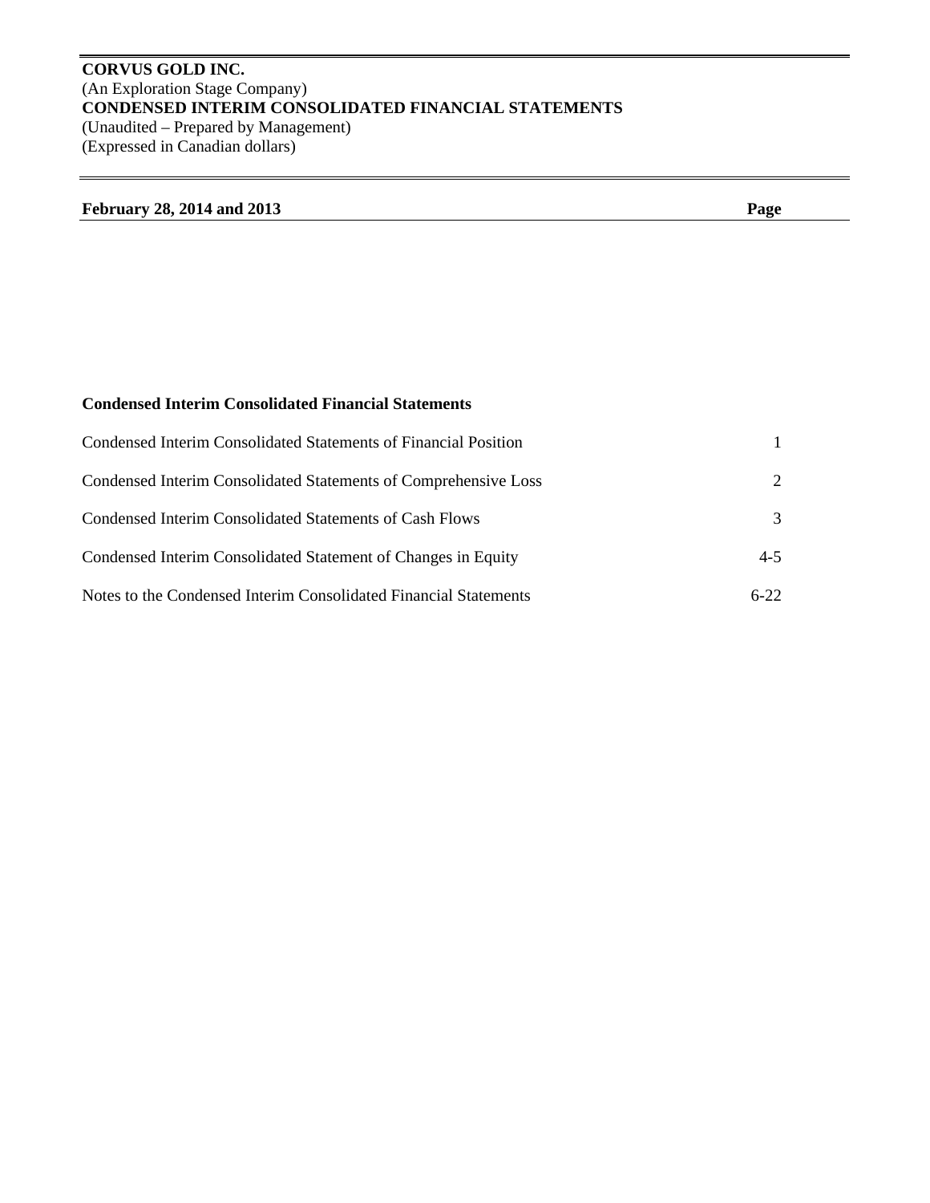**CORVUS GOLD INC.**
(An Exploration Stage Company)
**CONDENSED INTERIM CONSOLIDATED FINANCIAL STATEMENTS**
(Unaudited – Prepared by Management)
(Expressed in Canadian dollars)

| **February 28, 2014 and 2013** | **Page** |
|---|---|
| **Condensed Interim Consolidated Financial Statements** | |
| Condensed Interim Consolidated Statements of Financial Position | 1 |
| Condensed Interim Consolidated Statements of Comprehensive Loss | 2 |
| Condensed Interim Consolidated Statements of Cash Flows | 3 |
| Condensed Interim Consolidated Statement of Changes in Equity | 4-5 |
| Notes to the Condensed Interim Consolidated Financial Statements | 6-22 |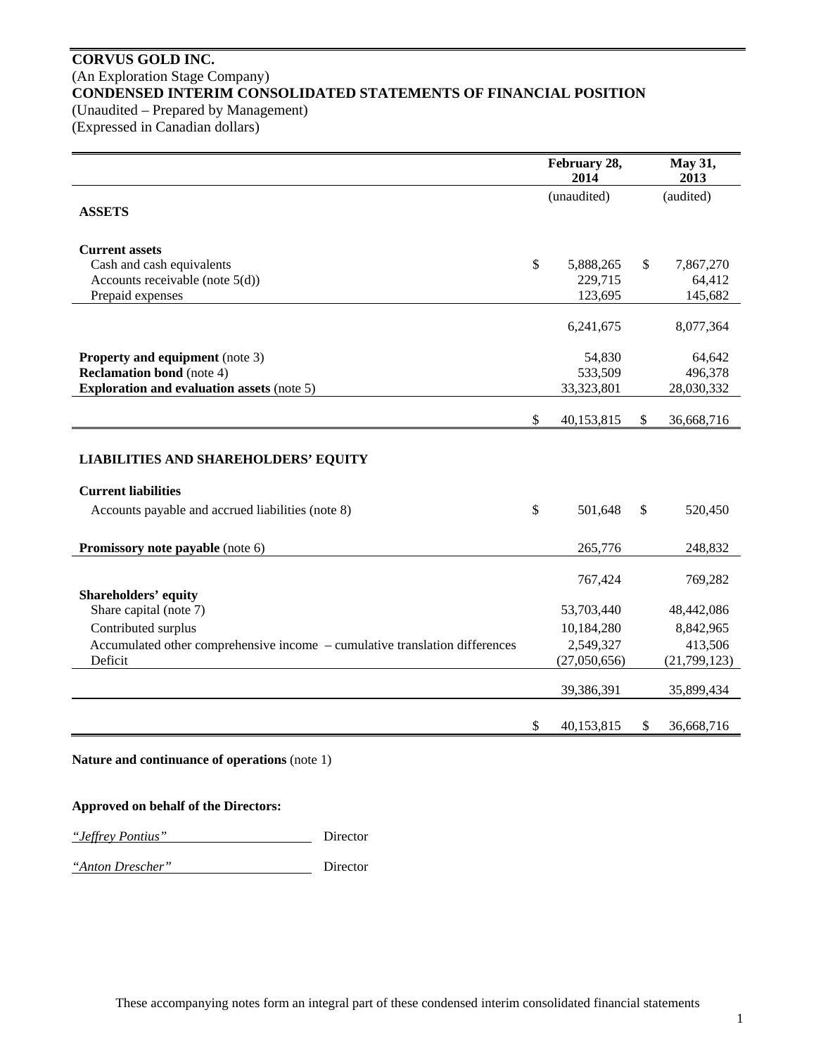**CORVUS GOLD INC.**
(An Exploration Stage Company)
**CONDENSED INTERIM CONSOLIDATED STATEMENTS OF FINANCIAL POSITION**
(Unaudited – Prepared by Management)
(Expressed in Canadian dollars)

| | February 28, 2014 | May 31, 2013 |
|---|---|---|
| | (unaudited) | (audited) |
| **ASSETS** | | |
| **Current assets** | | |
| Cash and cash equivalents | $ 5,888,265 | $ 7,867,270 |
| Accounts receivable (note 5(d)) | 229,715 | 64,412 |
| Prepaid expenses | 123,695 | 145,682 |
| | 6,241,675 | 8,077,364 |
| **Property and equipment** (note 3) | 54,830 | 64,642 |
| **Reclamation bond** (note 4) | 533,509 | 496,378 |
| **Exploration and evaluation assets** (note 5) | 33,323,801 | 28,030,332 |
| | $ 40,153,815 | $ 36,668,716 |
| **LIABILITIES AND SHAREHOLDERS' EQUITY** | | |
| **Current liabilities** | | |
| Accounts payable and accrued liabilities (note 8) | $ 501,648 | $ 520,450 |
| **Promissory note payable** (note 6) | 265,776 | 248,832 |
| | 767,424 | 769,282 |
| **Shareholders' equity** | | |
| Share capital (note 7) | 53,703,440 | 48,442,086 |
| Contributed surplus | 10,184,280 | 8,842,965 |
| Accumulated other comprehensive income – cumulative translation differences | 2,549,327 | 413,506 |
| Deficit | (27,050,656) | (21,799,123) |
| | 39,386,391 | 35,899,434 |
| | $ 40,153,815 | $ 36,668,716 |

**Nature and continuance of operations** (note 1)

**Approved on behalf of the Directors:**

*"Jeffrey Pontius"* Director

*"Anton Drescher"* Director

These accompanying notes form an integral part of these condensed interim consolidated financial statements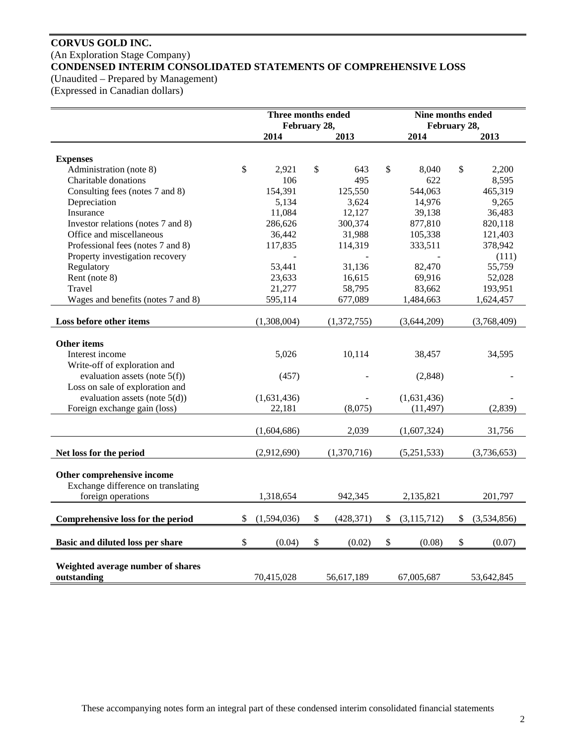**CORVUS GOLD INC.**
(An Exploration Stage Company)
**CONDENSED INTERIM CONSOLIDATED STATEMENTS OF COMPREHENSIVE LOSS**
(Unaudited – Prepared by Management)
(Expressed in Canadian dollars)

| | Three months ended February 28, | | Nine months ended February 28, | |
|---|---|---|---|---|
| | 2014 | 2013 | 2014 | 2013 |
| **Expenses** | | | | |
| Administration (note 8) | $ 2,921 | $ 643 | $ 8,040 | $ 2,200 |
| Charitable donations | 106 | 495 | 622 | 8,595 |
| Consulting fees (notes 7 and 8) | 154,391 | 125,550 | 544,063 | 465,319 |
| Depreciation | 5,134 | 3,624 | 14,976 | 9,265 |
| Insurance | 11,084 | 12,127 | 39,138 | 36,483 |
| Investor relations (notes 7 and 8) | 286,626 | 300,374 | 877,810 | 820,118 |
| Office and miscellaneous | 36,442 | 31,988 | 105,338 | 121,403 |
| Professional fees (notes 7 and 8) | 117,835 | 114,319 | 333,511 | 378,942 |
| Property investigation recovery | - | - | - | (111) |
| Regulatory | 53,441 | 31,136 | 82,470 | 55,759 |
| Rent (note 8) | 23,633 | 16,615 | 69,916 | 52,028 |
| Travel | 21,277 | 58,795 | 83,662 | 193,951 |
| Wages and benefits (notes 7 and 8) | 595,114 | 677,089 | 1,484,663 | 1,624,457 |
| **Loss before other items** | (1,308,004) | (1,372,755) | (3,644,209) | (3,768,409) |
| **Other items** | | | | |
| Interest income | 5,026 | 10,114 | 38,457 | 34,595 |
| Write-off of exploration and evaluation assets (note 5(f)) | (457) | - | (2,848) | - |
| Loss on sale of exploration and evaluation assets (note 5(d)) | (1,631,436) | - | (1,631,436) | - |
| Foreign exchange gain (loss) | 22,181 | (8,075) | (11,497) | (2,839) |
| | (1,604,686) | 2,039 | (1,607,324) | 31,756 |
| **Net loss for the period** | (2,912,690) | (1,370,716) | (5,251,533) | (3,736,653) |
| **Other comprehensive income** | | | | |
| Exchange difference on translating foreign operations | 1,318,654 | 942,345 | 2,135,821 | 201,797 |
| **Comprehensive loss for the period** | $ (1,594,036) | $ (428,371) | $ (3,115,712) | $ (3,534,856) |
| **Basic and diluted loss per share** | $ (0.04) | $ (0.02) | $ (0.08) | $ (0.07) |
| **Weighted average number of shares outstanding** | 70,415,028 | 56,617,189 | 67,005,687 | 53,642,845 |

These accompanying notes form an integral part of these condensed interim consolidated financial statements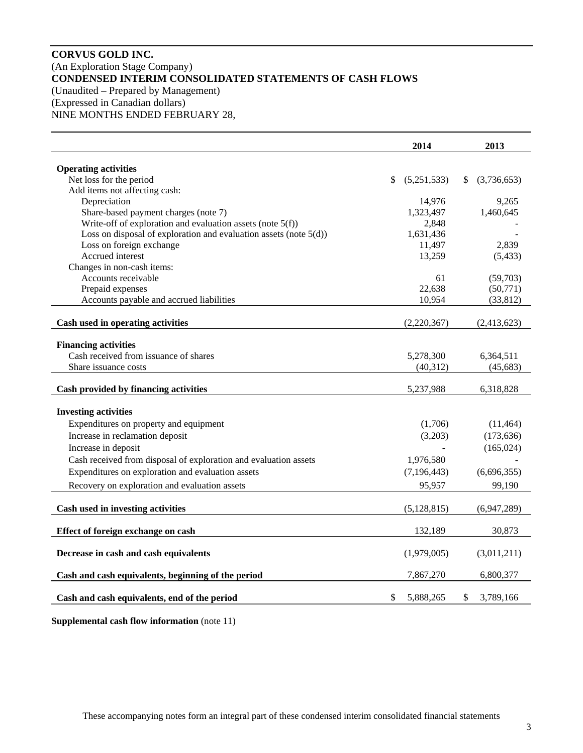**CORVUS GOLD INC.**
(An Exploration Stage Company)
**CONDENSED INTERIM CONSOLIDATED STATEMENTS OF CASH FLOWS**
(Unaudited – Prepared by Management)
(Expressed in Canadian dollars)
NINE MONTHS ENDED FEBRUARY 28,

| | 2014 | 2013 |
|---|---|---|
| **Operating activities** | | |
| Net loss for the period | $ (5,251,533) | $ (3,736,653) |
| Add items not affecting cash: | | |
| Depreciation | 14,976 | 9,265 |
| Share-based payment charges (note 7) | 1,323,497 | 1,460,645 |
| Write-off of exploration and evaluation assets (note 5(f)) | 2,848 | - |
| Loss on disposal of exploration and evaluation assets (note 5(d)) | 1,631,436 | - |
| Loss on foreign exchange | 11,497 | 2,839 |
| Accrued interest | 13,259 | (5,433) |
| Changes in non-cash items: | | |
| Accounts receivable | 61 | (59,703) |
| Prepaid expenses | 22,638 | (50,771) |
| Accounts payable and accrued liabilities | 10,954 | (33,812) |
| **Cash used in operating activities** | (2,220,367) | (2,413,623) |
| **Financing activities** | | |
| Cash received from issuance of shares | 5,278,300 | 6,364,511 |
| Share issuance costs | (40,312) | (45,683) |
| **Cash provided by financing activities** | 5,237,988 | 6,318,828 |
| **Investing activities** | | |
| Expenditures on property and equipment | (1,706) | (11,464) |
| Increase in reclamation deposit | (3,203) | (173,636) |
| Increase in deposit | - | (165,024) |
| Cash received from disposal of exploration and evaluation assets | 1,976,580 | - |
| Expenditures on exploration and evaluation assets | (7,196,443) | (6,696,355) |
| Recovery on exploration and evaluation assets | 95,957 | 99,190 |
| **Cash used in investing activities** | (5,128,815) | (6,947,289) |
| **Effect of foreign exchange on cash** | 132,189 | 30,873 |
| **Decrease in cash and cash equivalents** | (1,979,005) | (3,011,211) |
| **Cash and cash equivalents, beginning of the period** | 7,867,270 | 6,800,377 |
| **Cash and cash equivalents, end of the period** | $ 5,888,265 | $ 3,789,166 |

**Supplemental cash flow information** (note 11)

These accompanying notes form an integral part of these condensed interim consolidated financial statements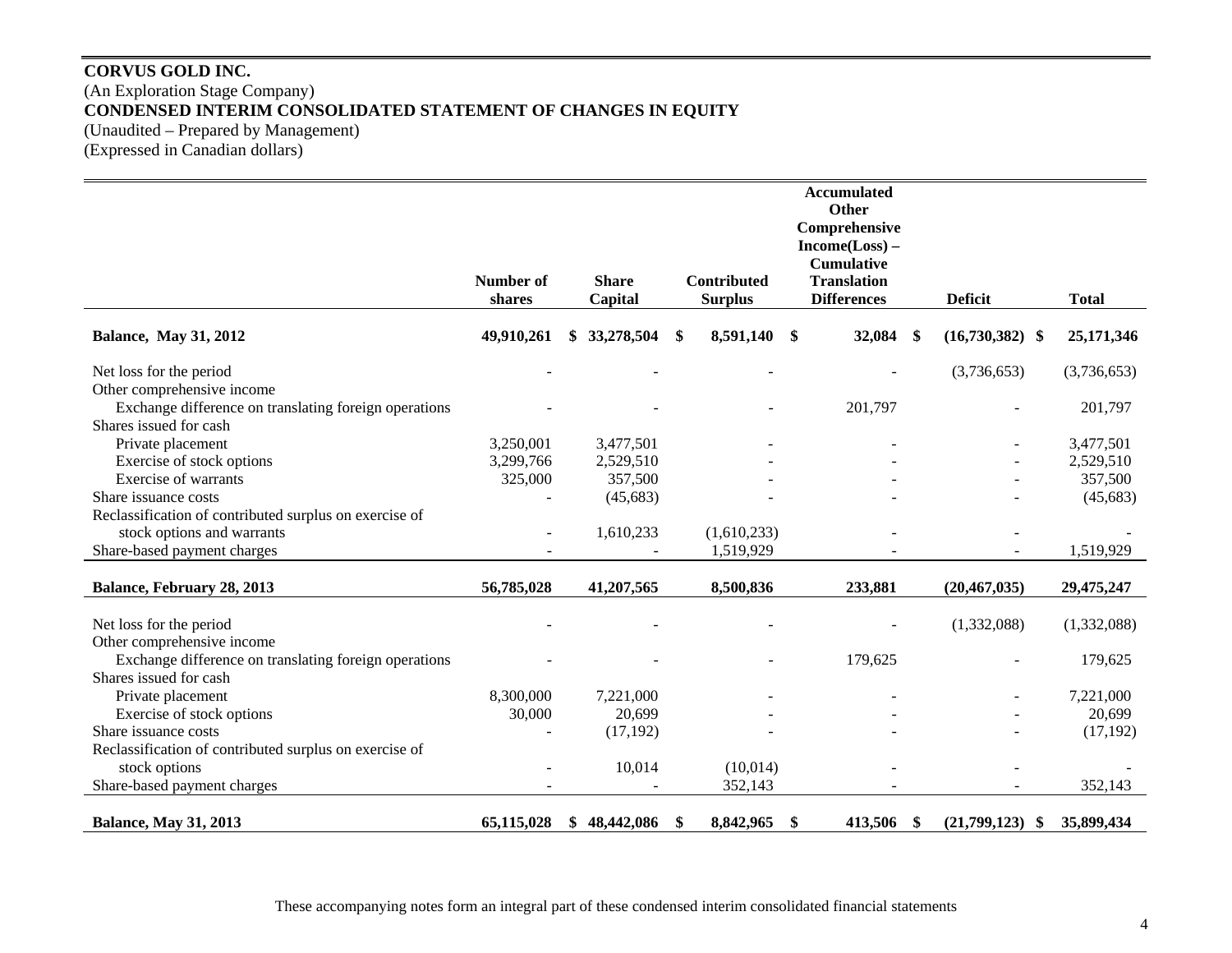**CORVUS GOLD INC.**
(An Exploration Stage Company)
**CONDENSED INTERIM CONSOLIDATED STATEMENT OF CHANGES IN EQUITY**
(Unaudited – Prepared by Management)
(Expressed in Canadian dollars)

| | Number of shares | Share Capital | Contributed Surplus | Accumulated Other Comprehensive Income(Loss) – Cumulative Translation Differences | Deficit | Total |
|---|---|---|---|---|---|---|
| **Balance, May 31, 2012** | **49,910,261** | **$ 33,278,504** | **$ 8,591,140** | **$ 32,084** | **$ (16,730,382)** | **$ 25,171,346** |
| Net loss for the period | - | - | - | - | (3,736,653) | (3,736,653) |
| Other comprehensive income | | | | | | |
| Exchange difference on translating foreign operations | - | - | - | 201,797 | - | 201,797 |
| Shares issued for cash | | | | | | |
| Private placement | 3,250,001 | 3,477,501 | - | - | - | 3,477,501 |
| Exercise of stock options | 3,299,766 | 2,529,510 | - | - | - | 2,529,510 |
| Exercise of warrants | 325,000 | 357,500 | - | - | - | 357,500 |
| Share issuance costs | - | (45,683) | - | - | - | (45,683) |
| Reclassification of contributed surplus on exercise of stock options and warrants | - | 1,610,233 | (1,610,233) | - | - | - |
| Share-based payment charges | - | - | 1,519,929 | - | - | 1,519,929 |
| **Balance, February 28, 2013** | **56,785,028** | **41,207,565** | **8,500,836** | **233,881** | **(20,467,035)** | **29,475,247** |
| Net loss for the period | - | - | - | - | (1,332,088) | (1,332,088) |
| Other comprehensive income | | | | | | |
| Exchange difference on translating foreign operations | - | - | - | 179,625 | - | 179,625 |
| Shares issued for cash | | | | | | |
| Private placement | 8,300,000 | 7,221,000 | - | - | - | 7,221,000 |
| Exercise of stock options | 30,000 | 20,699 | - | - | - | 20,699 |
| Share issuance costs | - | (17,192) | - | - | - | (17,192) |
| Reclassification of contributed surplus on exercise of stock options | - | 10,014 | (10,014) | - | - | - |
| Share-based payment charges | - | - | 352,143 | - | - | 352,143 |
| **Balance, May 31, 2013** | **65,115,028** | **$ 48,442,086** | **$ 8,842,965** | **$ 413,506** | **$ (21,799,123)** | **$ 35,899,434** |

These accompanying notes form an integral part of these condensed interim consolidated financial statements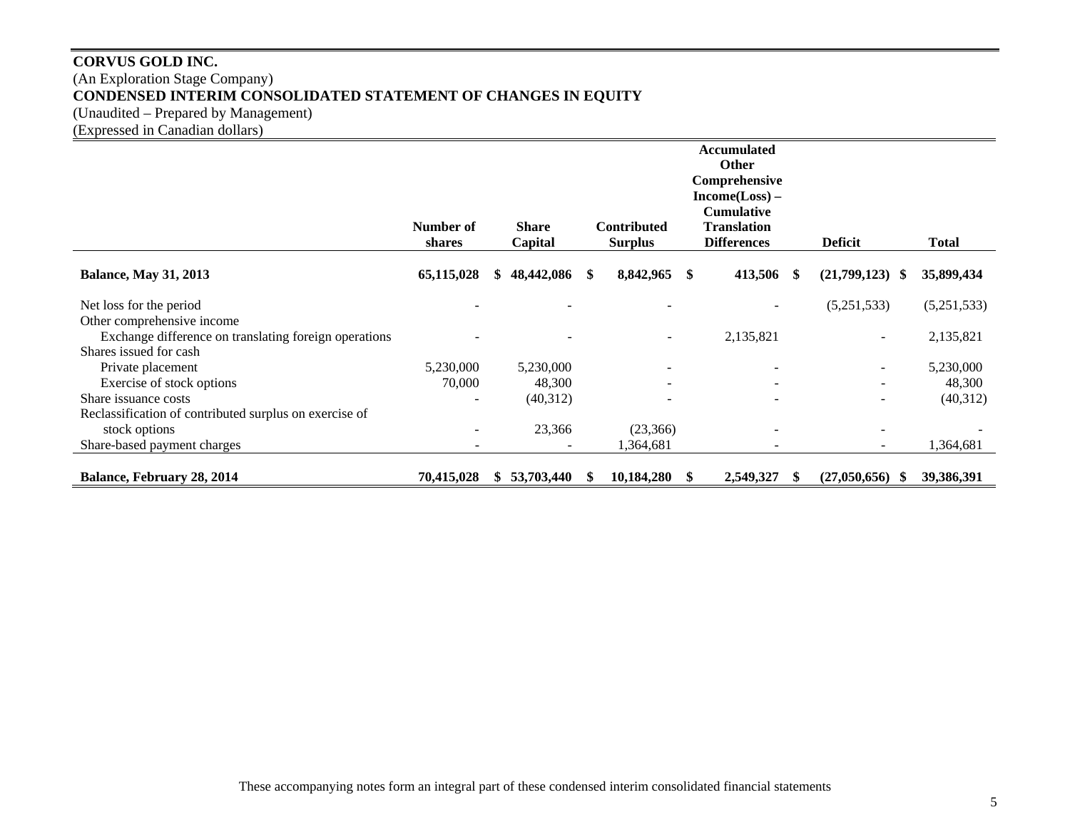**CORVUS GOLD INC.**
(An Exploration Stage Company)
**CONDENSED INTERIM CONSOLIDATED STATEMENT OF CHANGES IN EQUITY**
(Unaudited – Prepared by Management)
(Expressed in Canadian dollars)

| | Number of shares | Share Capital | Contributed Surplus | Accumulated Other Comprehensive Income(Loss) – Cumulative Translation Differences | Deficit | Total |
|---|---|---|---|---|---|---|
| **Balance, May 31, 2013** | **65,115,028** | **$ 48,442,086** | **$ 8,842,965** | **$ 413,506** | **$ (21,799,123)** | **$ 35,899,434** |
| Net loss for the period | - | - | - | - | (5,251,533) | (5,251,533) |
| Other comprehensive income | | | | | | |
| Exchange difference on translating foreign operations | - | - | - | 2,135,821 | - | 2,135,821 |
| Shares issued for cash | | | | | | |
| Private placement | 5,230,000 | 5,230,000 | - | - | - | 5,230,000 |
| Exercise of stock options | 70,000 | 48,300 | - | - | - | 48,300 |
| Share issuance costs | - | (40,312) | - | - | - | (40,312) |
| Reclassification of contributed surplus on exercise of stock options | - | 23,366 | (23,366) | - | - | - |
| Share-based payment charges | - | - | 1,364,681 | - | - | 1,364,681 |
| **Balance, February 28, 2014** | **70,415,028** | **$ 53,703,440** | **$ 10,184,280** | **$ 2,549,327** | **$ (27,050,656)** | **$ 39,386,391** |

These accompanying notes form an integral part of these condensed interim consolidated financial statements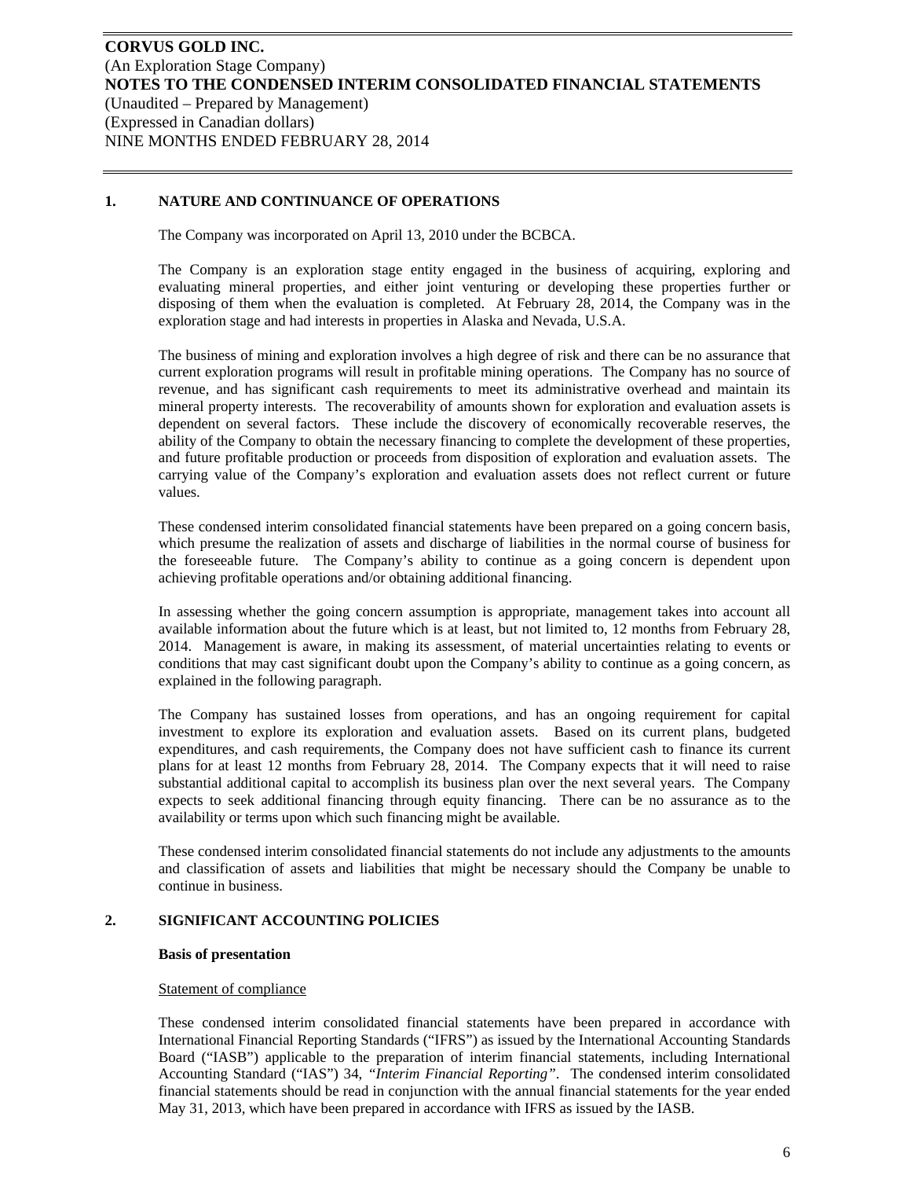**CORVUS GOLD INC.**
(An Exploration Stage Company)
**NOTES TO THE CONDENSED INTERIM CONSOLIDATED FINANCIAL STATEMENTS**
(Unaudited – Prepared by Management)
(Expressed in Canadian dollars)
NINE MONTHS ENDED FEBRUARY 28, 2014

## 1. NATURE AND CONTINUANCE OF OPERATIONS

The Company was incorporated on April 13, 2010 under the BCBCA.

The Company is an exploration stage entity engaged in the business of acquiring, exploring and evaluating mineral properties, and either joint venturing or developing these properties further or disposing of them when the evaluation is completed. At February 28, 2014, the Company was in the exploration stage and had interests in properties in Alaska and Nevada, U.S.A.

The business of mining and exploration involves a high degree of risk and there can be no assurance that current exploration programs will result in profitable mining operations. The Company has no source of revenue, and has significant cash requirements to meet its administrative overhead and maintain its mineral property interests. The recoverability of amounts shown for exploration and evaluation assets is dependent on several factors. These include the discovery of economically recoverable reserves, the ability of the Company to obtain the necessary financing to complete the development of these properties, and future profitable production or proceeds from disposition of exploration and evaluation assets. The carrying value of the Company's exploration and evaluation assets does not reflect current or future values.

These condensed interim consolidated financial statements have been prepared on a going concern basis, which presume the realization of assets and discharge of liabilities in the normal course of business for the foreseeable future. The Company's ability to continue as a going concern is dependent upon achieving profitable operations and/or obtaining additional financing.

In assessing whether the going concern assumption is appropriate, management takes into account all available information about the future which is at least, but not limited to, 12 months from February 28, 2014. Management is aware, in making its assessment, of material uncertainties relating to events or conditions that may cast significant doubt upon the Company's ability to continue as a going concern, as explained in the following paragraph.

The Company has sustained losses from operations, and has an ongoing requirement for capital investment to explore its exploration and evaluation assets. Based on its current plans, budgeted expenditures, and cash requirements, the Company does not have sufficient cash to finance its current plans for at least 12 months from February 28, 2014. The Company expects that it will need to raise substantial additional capital to accomplish its business plan over the next several years. The Company expects to seek additional financing through equity financing. There can be no assurance as to the availability or terms upon which such financing might be available.

These condensed interim consolidated financial statements do not include any adjustments to the amounts and classification of assets and liabilities that might be necessary should the Company be unable to continue in business.

## 2. SIGNIFICANT ACCOUNTING POLICIES

**Basis of presentation**

Statement of compliance

These condensed interim consolidated financial statements have been prepared in accordance with International Financial Reporting Standards ("IFRS") as issued by the International Accounting Standards Board ("IASB") applicable to the preparation of interim financial statements, including International Accounting Standard ("IAS") 34, *"Interim Financial Reporting"*. The condensed interim consolidated financial statements should be read in conjunction with the annual financial statements for the year ended May 31, 2013, which have been prepared in accordance with IFRS as issued by the IASB.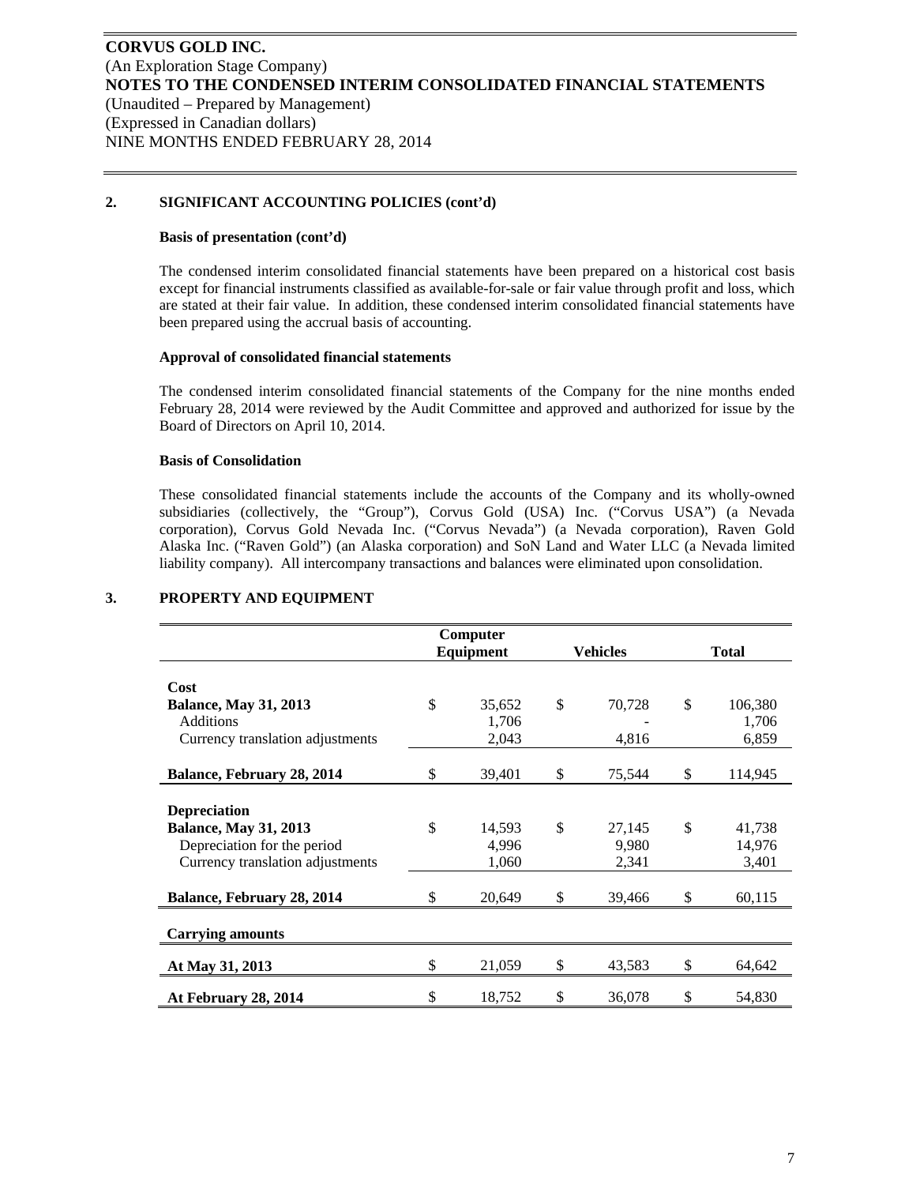## 2. SIGNIFICANT ACCOUNTING POLICIES (cont'd)

### Basis of presentation (cont'd)

The condensed interim consolidated financial statements have been prepared on a historical cost basis except for financial instruments classified as available-for-sale or fair value through profit and loss, which are stated at their fair value. In addition, these condensed interim consolidated financial statements have been prepared using the accrual basis of accounting.

### Approval of consolidated financial statements

The condensed interim consolidated financial statements of the Company for the nine months ended February 28, 2014 were reviewed by the Audit Committee and approved and authorized for issue by the Board of Directors on April 10, 2014.

### Basis of Consolidation

These consolidated financial statements include the accounts of the Company and its wholly-owned subsidiaries (collectively, the "Group"), Corvus Gold (USA) Inc. ("Corvus USA") (a Nevada corporation), Corvus Gold Nevada Inc. ("Corvus Nevada") (a Nevada corporation), Raven Gold Alaska Inc. ("Raven Gold") (an Alaska corporation) and SoN Land and Water LLC (a Nevada limited liability company). All intercompany transactions and balances were eliminated upon consolidation.

## 3. PROPERTY AND EQUIPMENT

| | Computer Equipment | Vehicles | Total |
|---|---|---|---|
| **Cost** | | | |
| **Balance, May 31, 2013** | $ 35,652 | $ 70,728 | $ 106,380 |
| Additions | 1,706 | - | 1,706 |
| Currency translation adjustments | 2,043 | 4,816 | 6,859 |
| **Balance, February 28, 2014** | $ 39,401 | $ 75,544 | $ 114,945 |
| **Depreciation** | | | |
| **Balance, May 31, 2013** | $ 14,593 | $ 27,145 | $ 41,738 |
| Depreciation for the period | 4,996 | 9,980 | 14,976 |
| Currency translation adjustments | 1,060 | 2,341 | 3,401 |
| **Balance, February 28, 2014** | $ 20,649 | $ 39,466 | $ 60,115 |
| **Carrying amounts** | | | |
| **At May 31, 2013** | $ 21,059 | $ 43,583 | $ 64,642 |
| **At February 28, 2014** | $ 18,752 | $ 36,078 | $ 54,830 |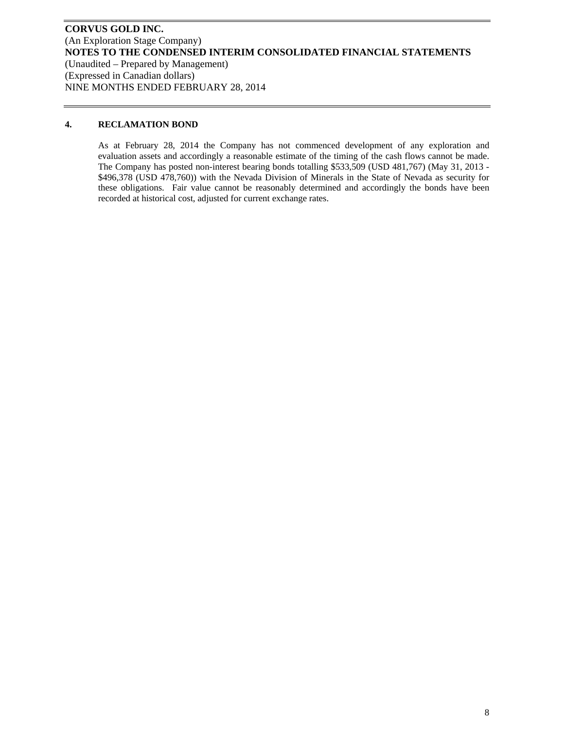## 4. RECLAMATION BOND

As at February 28, 2014 the Company has not commenced development of any exploration and evaluation assets and accordingly a reasonable estimate of the timing of the cash flows cannot be made. The Company has posted non-interest bearing bonds totalling $533,509 (USD 481,767) (May 31, 2013 - $496,378 (USD 478,760)) with the Nevada Division of Minerals in the State of Nevada as security for these obligations. Fair value cannot be reasonably determined and accordingly the bonds have been recorded at historical cost, adjusted for current exchange rates.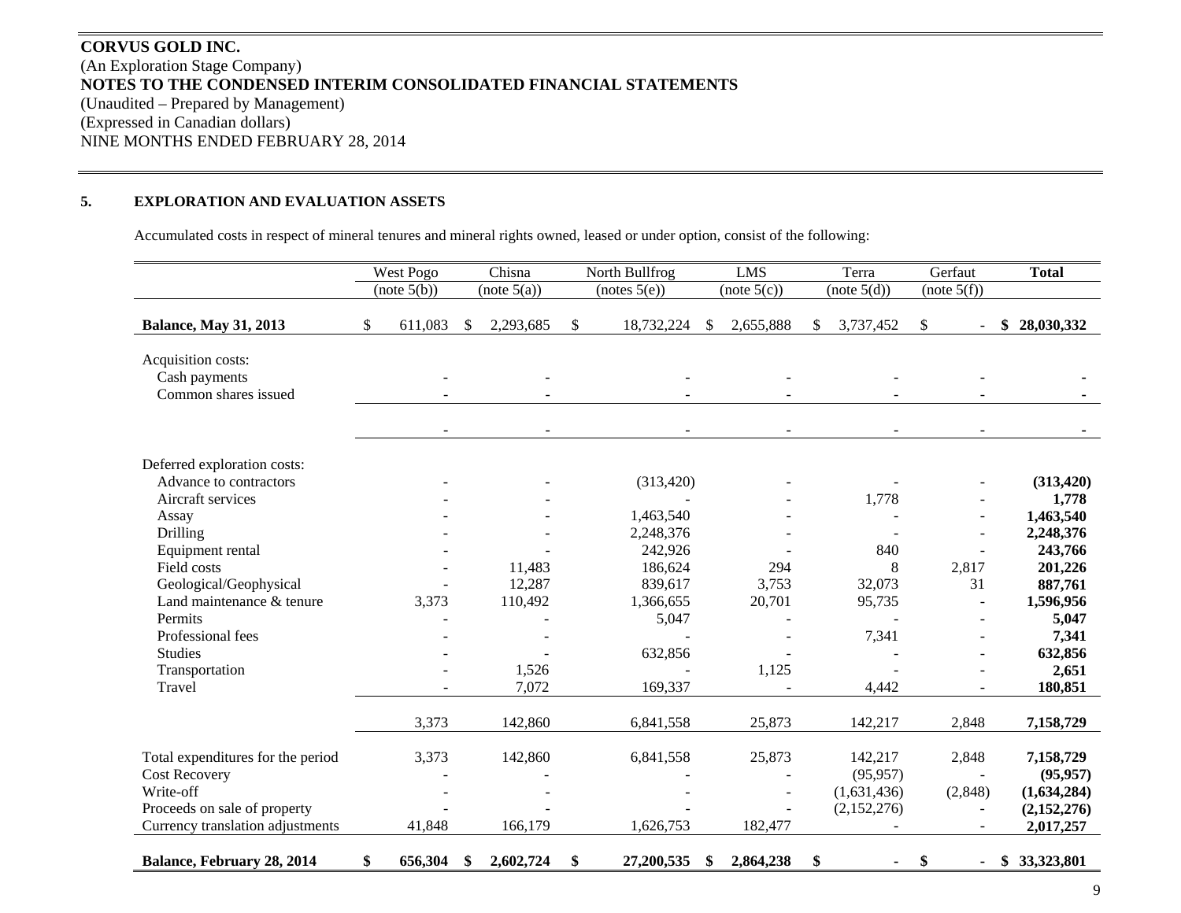**CORVUS GOLD INC.**
(An Exploration Stage Company)
**NOTES TO THE CONDENSED INTERIM CONSOLIDATED FINANCIAL STATEMENTS**
(Unaudited – Prepared by Management)
(Expressed in Canadian dollars)
NINE MONTHS ENDED FEBRUARY 28, 2014

## 5. EXPLORATION AND EVALUATION ASSETS

Accumulated costs in respect of mineral tenures and mineral rights owned, leased or under option, consist of the following:

| | West Pogo (note 5(b)) | Chisna (note 5(a)) | North Bullfrog (notes 5(e)) | LMS (note 5(c)) | Terra (note 5(d)) | Gerfaut (note 5(f)) | **Total** |
|---|---|---|---|---|---|---|---|
| **Balance, May 31, 2013** | $ 611,083 | $ 2,293,685 | $ 18,732,224 | $ 2,655,888 | $ 3,737,452 | $ - | **$ 28,030,332** |
| Acquisition costs: | | | | | | | |
| Cash payments | - | - | - | - | - | - | **-** |
| Common shares issued | - | - | - | - | - | - | **-** |
| | - | - | - | - | - | - | **-** |
| Deferred exploration costs: | | | | | | | |
| Advance to contractors | - | - | (313,420) | - | - | - | **(313,420)** |
| Aircraft services | - | - | - | - | 1,778 | - | **1,778** |
| Assay | - | - | 1,463,540 | - | - | - | **1,463,540** |
| Drilling | - | - | 2,248,376 | - | - | - | **2,248,376** |
| Equipment rental | - | - | 242,926 | - | 840 | - | **243,766** |
| Field costs | - | 11,483 | 186,624 | 294 | 8 | 2,817 | **201,226** |
| Geological/Geophysical | - | 12,287 | 839,617 | 3,753 | 32,073 | 31 | **887,761** |
| Land maintenance & tenure | 3,373 | 110,492 | 1,366,655 | 20,701 | 95,735 | - | **1,596,956** |
| Permits | - | - | 5,047 | - | - | - | **5,047** |
| Professional fees | - | - | - | - | 7,341 | - | **7,341** |
| Studies | - | - | 632,856 | - | - | - | **632,856** |
| Transportation | - | 1,526 | - | 1,125 | - | - | **2,651** |
| Travel | - | 7,072 | 169,337 | - | 4,442 | - | **180,851** |
| | 3,373 | 142,860 | 6,841,558 | 25,873 | 142,217 | 2,848 | **7,158,729** |
| Total expenditures for the period | 3,373 | 142,860 | 6,841,558 | 25,873 | 142,217 | 2,848 | **7,158,729** |
| Cost Recovery | - | - | - | - | (95,957) | - | **(95,957)** |
| Write-off | - | - | - | - | (1,631,436) | (2,848) | **(1,634,284)** |
| Proceeds on sale of property | - | - | - | - | (2,152,276) | - | **(2,152,276)** |
| Currency translation adjustments | 41,848 | 166,179 | 1,626,753 | 182,477 | - | - | **2,017,257** |
| **Balance, February 28, 2014** | **$ 656,304** | **$ 2,602,724** | **$ 27,200,535** | **$ 2,864,238** | **$ -** | **$ -** | **$ 33,323,801** |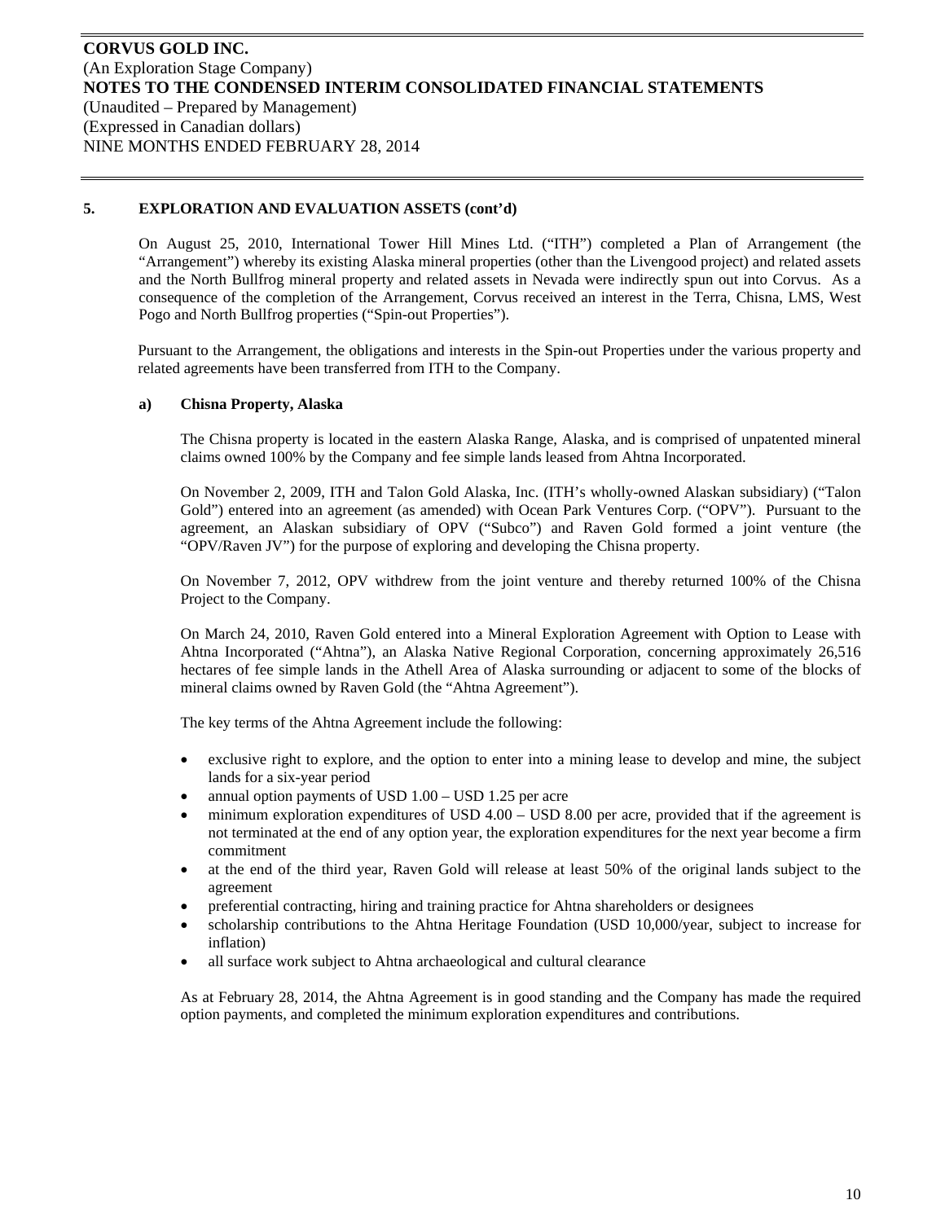## 5. EXPLORATION AND EVALUATION ASSETS (cont'd)

On August 25, 2010, International Tower Hill Mines Ltd. ("ITH") completed a Plan of Arrangement (the "Arrangement") whereby its existing Alaska mineral properties (other than the Livengood project) and related assets and the North Bullfrog mineral property and related assets in Nevada were indirectly spun out into Corvus. As a consequence of the completion of the Arrangement, Corvus received an interest in the Terra, Chisna, LMS, West Pogo and North Bullfrog properties ("Spin-out Properties").

Pursuant to the Arrangement, the obligations and interests in the Spin-out Properties under the various property and related agreements have been transferred from ITH to the Company.

### a) Chisna Property, Alaska

The Chisna property is located in the eastern Alaska Range, Alaska, and is comprised of unpatented mineral claims owned 100% by the Company and fee simple lands leased from Ahtna Incorporated.

On November 2, 2009, ITH and Talon Gold Alaska, Inc. (ITH's wholly-owned Alaskan subsidiary) ("Talon Gold") entered into an agreement (as amended) with Ocean Park Ventures Corp. ("OPV"). Pursuant to the agreement, an Alaskan subsidiary of OPV ("Subco") and Raven Gold formed a joint venture (the "OPV/Raven JV") for the purpose of exploring and developing the Chisna property.

On November 7, 2012, OPV withdrew from the joint venture and thereby returned 100% of the Chisna Project to the Company.

On March 24, 2010, Raven Gold entered into a Mineral Exploration Agreement with Option to Lease with Ahtna Incorporated ("Ahtna"), an Alaska Native Regional Corporation, concerning approximately 26,516 hectares of fee simple lands in the Athell Area of Alaska surrounding or adjacent to some of the blocks of mineral claims owned by Raven Gold (the "Ahtna Agreement").

The key terms of the Ahtna Agreement include the following:

- exclusive right to explore, and the option to enter into a mining lease to develop and mine, the subject lands for a six-year period
- annual option payments of USD 1.00 – USD 1.25 per acre
- minimum exploration expenditures of USD 4.00 – USD 8.00 per acre, provided that if the agreement is not terminated at the end of any option year, the exploration expenditures for the next year become a firm commitment
- at the end of the third year, Raven Gold will release at least 50% of the original lands subject to the agreement
- preferential contracting, hiring and training practice for Ahtna shareholders or designees
- scholarship contributions to the Ahtna Heritage Foundation (USD 10,000/year, subject to increase for inflation)
- all surface work subject to Ahtna archaeological and cultural clearance

As at February 28, 2014, the Ahtna Agreement is in good standing and the Company has made the required option payments, and completed the minimum exploration expenditures and contributions.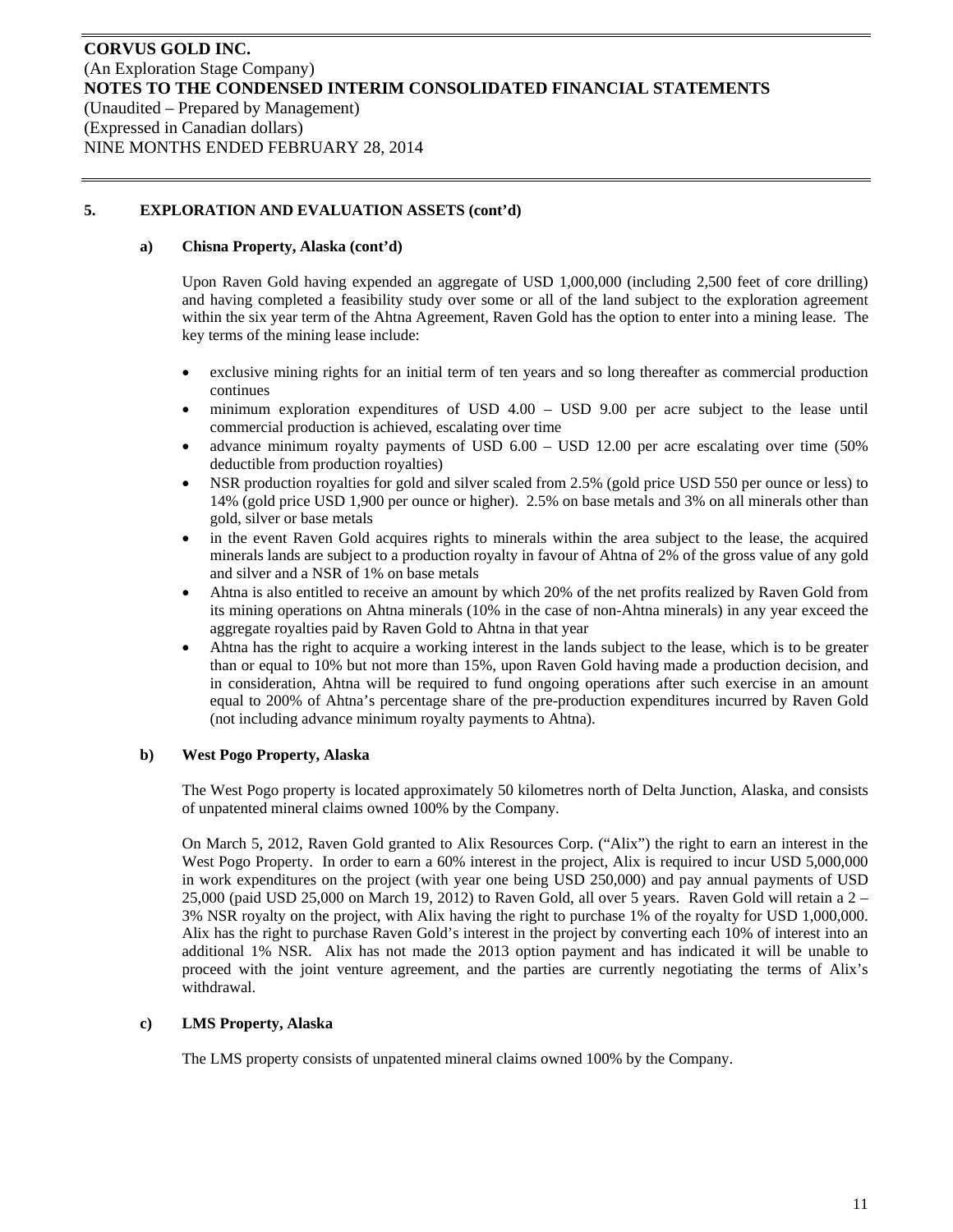**CORVUS GOLD INC.**
(An Exploration Stage Company)
**NOTES TO THE CONDENSED INTERIM CONSOLIDATED FINANCIAL STATEMENTS**
(Unaudited – Prepared by Management)
(Expressed in Canadian dollars)
NINE MONTHS ENDED FEBRUARY 28, 2014

## 5. EXPLORATION AND EVALUATION ASSETS (cont'd)

### a) Chisna Property, Alaska (cont'd)

Upon Raven Gold having expended an aggregate of USD 1,000,000 (including 2,500 feet of core drilling) and having completed a feasibility study over some or all of the land subject to the exploration agreement within the six year term of the Ahtna Agreement, Raven Gold has the option to enter into a mining lease. The key terms of the mining lease include:

- exclusive mining rights for an initial term of ten years and so long thereafter as commercial production continues
- minimum exploration expenditures of USD 4.00 – USD 9.00 per acre subject to the lease until commercial production is achieved, escalating over time
- advance minimum royalty payments of USD 6.00 – USD 12.00 per acre escalating over time (50% deductible from production royalties)
- NSR production royalties for gold and silver scaled from 2.5% (gold price USD 550 per ounce or less) to 14% (gold price USD 1,900 per ounce or higher). 2.5% on base metals and 3% on all minerals other than gold, silver or base metals
- in the event Raven Gold acquires rights to minerals within the area subject to the lease, the acquired minerals lands are subject to a production royalty in favour of Ahtna of 2% of the gross value of any gold and silver and a NSR of 1% on base metals
- Ahtna is also entitled to receive an amount by which 20% of the net profits realized by Raven Gold from its mining operations on Ahtna minerals (10% in the case of non-Ahtna minerals) in any year exceed the aggregate royalties paid by Raven Gold to Ahtna in that year
- Ahtna has the right to acquire a working interest in the lands subject to the lease, which is to be greater than or equal to 10% but not more than 15%, upon Raven Gold having made a production decision, and in consideration, Ahtna will be required to fund ongoing operations after such exercise in an amount equal to 200% of Ahtna's percentage share of the pre-production expenditures incurred by Raven Gold (not including advance minimum royalty payments to Ahtna).

### b) West Pogo Property, Alaska

The West Pogo property is located approximately 50 kilometres north of Delta Junction, Alaska, and consists of unpatented mineral claims owned 100% by the Company.

On March 5, 2012, Raven Gold granted to Alix Resources Corp. ("Alix") the right to earn an interest in the West Pogo Property. In order to earn a 60% interest in the project, Alix is required to incur USD 5,000,000 in work expenditures on the project (with year one being USD 250,000) and pay annual payments of USD 25,000 (paid USD 25,000 on March 19, 2012) to Raven Gold, all over 5 years. Raven Gold will retain a 2 – 3% NSR royalty on the project, with Alix having the right to purchase 1% of the royalty for USD 1,000,000. Alix has the right to purchase Raven Gold's interest in the project by converting each 10% of interest into an additional 1% NSR. Alix has not made the 2013 option payment and has indicated it will be unable to proceed with the joint venture agreement, and the parties are currently negotiating the terms of Alix's withdrawal.

### c) LMS Property, Alaska

The LMS property consists of unpatented mineral claims owned 100% by the Company.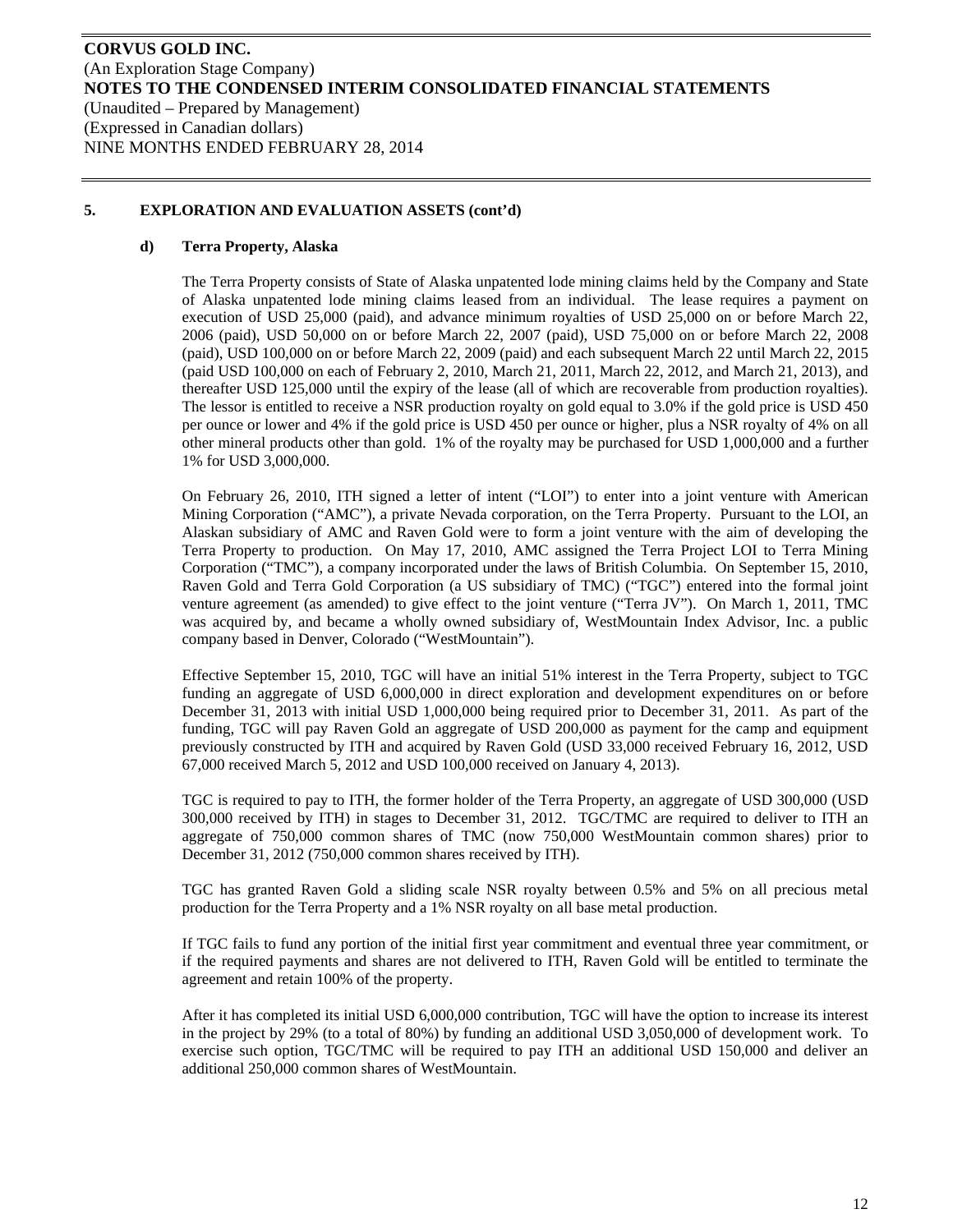**CORVUS GOLD INC.**
(An Exploration Stage Company)
**NOTES TO THE CONDENSED INTERIM CONSOLIDATED FINANCIAL STATEMENTS**
(Unaudited – Prepared by Management)
(Expressed in Canadian dollars)
NINE MONTHS ENDED FEBRUARY 28, 2014

## 5. EXPLORATION AND EVALUATION ASSETS (cont'd)

### d) Terra Property, Alaska

The Terra Property consists of State of Alaska unpatented lode mining claims held by the Company and State of Alaska unpatented lode mining claims leased from an individual. The lease requires a payment on execution of USD 25,000 (paid), and advance minimum royalties of USD 25,000 on or before March 22, 2006 (paid), USD 50,000 on or before March 22, 2007 (paid), USD 75,000 on or before March 22, 2008 (paid), USD 100,000 on or before March 22, 2009 (paid) and each subsequent March 22 until March 22, 2015 (paid USD 100,000 on each of February 2, 2010, March 21, 2011, March 22, 2012, and March 21, 2013), and thereafter USD 125,000 until the expiry of the lease (all of which are recoverable from production royalties). The lessor is entitled to receive a NSR production royalty on gold equal to 3.0% if the gold price is USD 450 per ounce or lower and 4% if the gold price is USD 450 per ounce or higher, plus a NSR royalty of 4% on all other mineral products other than gold. 1% of the royalty may be purchased for USD 1,000,000 and a further 1% for USD 3,000,000.

On February 26, 2010, ITH signed a letter of intent ("LOI") to enter into a joint venture with American Mining Corporation ("AMC"), a private Nevada corporation, on the Terra Property. Pursuant to the LOI, an Alaskan subsidiary of AMC and Raven Gold were to form a joint venture with the aim of developing the Terra Property to production. On May 17, 2010, AMC assigned the Terra Project LOI to Terra Mining Corporation ("TMC"), a company incorporated under the laws of British Columbia. On September 15, 2010, Raven Gold and Terra Gold Corporation (a US subsidiary of TMC) ("TGC") entered into the formal joint venture agreement (as amended) to give effect to the joint venture ("Terra JV"). On March 1, 2011, TMC was acquired by, and became a wholly owned subsidiary of, WestMountain Index Advisor, Inc. a public company based in Denver, Colorado ("WestMountain").

Effective September 15, 2010, TGC will have an initial 51% interest in the Terra Property, subject to TGC funding an aggregate of USD 6,000,000 in direct exploration and development expenditures on or before December 31, 2013 with initial USD 1,000,000 being required prior to December 31, 2011. As part of the funding, TGC will pay Raven Gold an aggregate of USD 200,000 as payment for the camp and equipment previously constructed by ITH and acquired by Raven Gold (USD 33,000 received February 16, 2012, USD 67,000 received March 5, 2012 and USD 100,000 received on January 4, 2013).

TGC is required to pay to ITH, the former holder of the Terra Property, an aggregate of USD 300,000 (USD 300,000 received by ITH) in stages to December 31, 2012. TGC/TMC are required to deliver to ITH an aggregate of 750,000 common shares of TMC (now 750,000 WestMountain common shares) prior to December 31, 2012 (750,000 common shares received by ITH).

TGC has granted Raven Gold a sliding scale NSR royalty between 0.5% and 5% on all precious metal production for the Terra Property and a 1% NSR royalty on all base metal production.

If TGC fails to fund any portion of the initial first year commitment and eventual three year commitment, or if the required payments and shares are not delivered to ITH, Raven Gold will be entitled to terminate the agreement and retain 100% of the property.

After it has completed its initial USD 6,000,000 contribution, TGC will have the option to increase its interest in the project by 29% (to a total of 80%) by funding an additional USD 3,050,000 of development work. To exercise such option, TGC/TMC will be required to pay ITH an additional USD 150,000 and deliver an additional 250,000 common shares of WestMountain.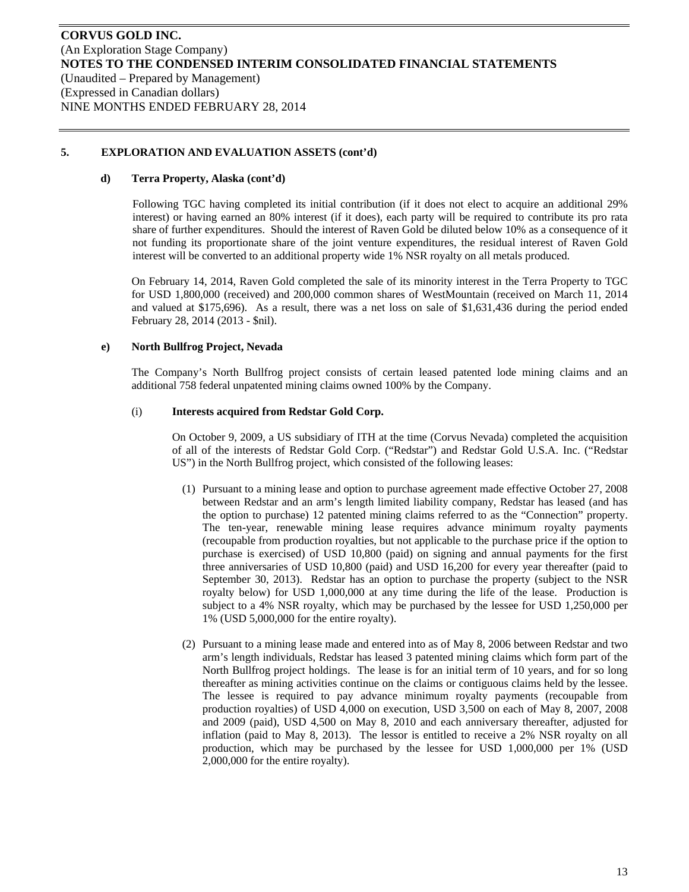## 5. EXPLORATION AND EVALUATION ASSETS (cont'd)

### d) Terra Property, Alaska (cont'd)

Following TGC having completed its initial contribution (if it does not elect to acquire an additional 29% interest) or having earned an 80% interest (if it does), each party will be required to contribute its pro rata share of further expenditures. Should the interest of Raven Gold be diluted below 10% as a consequence of it not funding its proportionate share of the joint venture expenditures, the residual interest of Raven Gold interest will be converted to an additional property wide 1% NSR royalty on all metals produced.

On February 14, 2014, Raven Gold completed the sale of its minority interest in the Terra Property to TGC for USD 1,800,000 (received) and 200,000 common shares of WestMountain (received on March 11, 2014 and valued at $175,696). As a result, there was a net loss on sale of $1,631,436 during the period ended February 28, 2014 (2013 - $nil).

### e) North Bullfrog Project, Nevada

The Company's North Bullfrog project consists of certain leased patented lode mining claims and an additional 758 federal unpatented mining claims owned 100% by the Company.

#### (i) Interests acquired from Redstar Gold Corp.

On October 9, 2009, a US subsidiary of ITH at the time (Corvus Nevada) completed the acquisition of all of the interests of Redstar Gold Corp. ("Redstar") and Redstar Gold U.S.A. Inc. ("Redstar US") in the North Bullfrog project, which consisted of the following leases:

(1) Pursuant to a mining lease and option to purchase agreement made effective October 27, 2008 between Redstar and an arm's length limited liability company, Redstar has leased (and has the option to purchase) 12 patented mining claims referred to as the "Connection" property. The ten-year, renewable mining lease requires advance minimum royalty payments (recoupable from production royalties, but not applicable to the purchase price if the option to purchase is exercised) of USD 10,800 (paid) on signing and annual payments for the first three anniversaries of USD 10,800 (paid) and USD 16,200 for every year thereafter (paid to September 30, 2013). Redstar has an option to purchase the property (subject to the NSR royalty below) for USD 1,000,000 at any time during the life of the lease. Production is subject to a 4% NSR royalty, which may be purchased by the lessee for USD 1,250,000 per 1% (USD 5,000,000 for the entire royalty).

(2) Pursuant to a mining lease made and entered into as of May 8, 2006 between Redstar and two arm's length individuals, Redstar has leased 3 patented mining claims which form part of the North Bullfrog project holdings. The lease is for an initial term of 10 years, and for so long thereafter as mining activities continue on the claims or contiguous claims held by the lessee. The lessee is required to pay advance minimum royalty payments (recoupable from production royalties) of USD 4,000 on execution, USD 3,500 on each of May 8, 2007, 2008 and 2009 (paid), USD 4,500 on May 8, 2010 and each anniversary thereafter, adjusted for inflation (paid to May 8, 2013). The lessor is entitled to receive a 2% NSR royalty on all production, which may be purchased by the lessee for USD 1,000,000 per 1% (USD 2,000,000 for the entire royalty).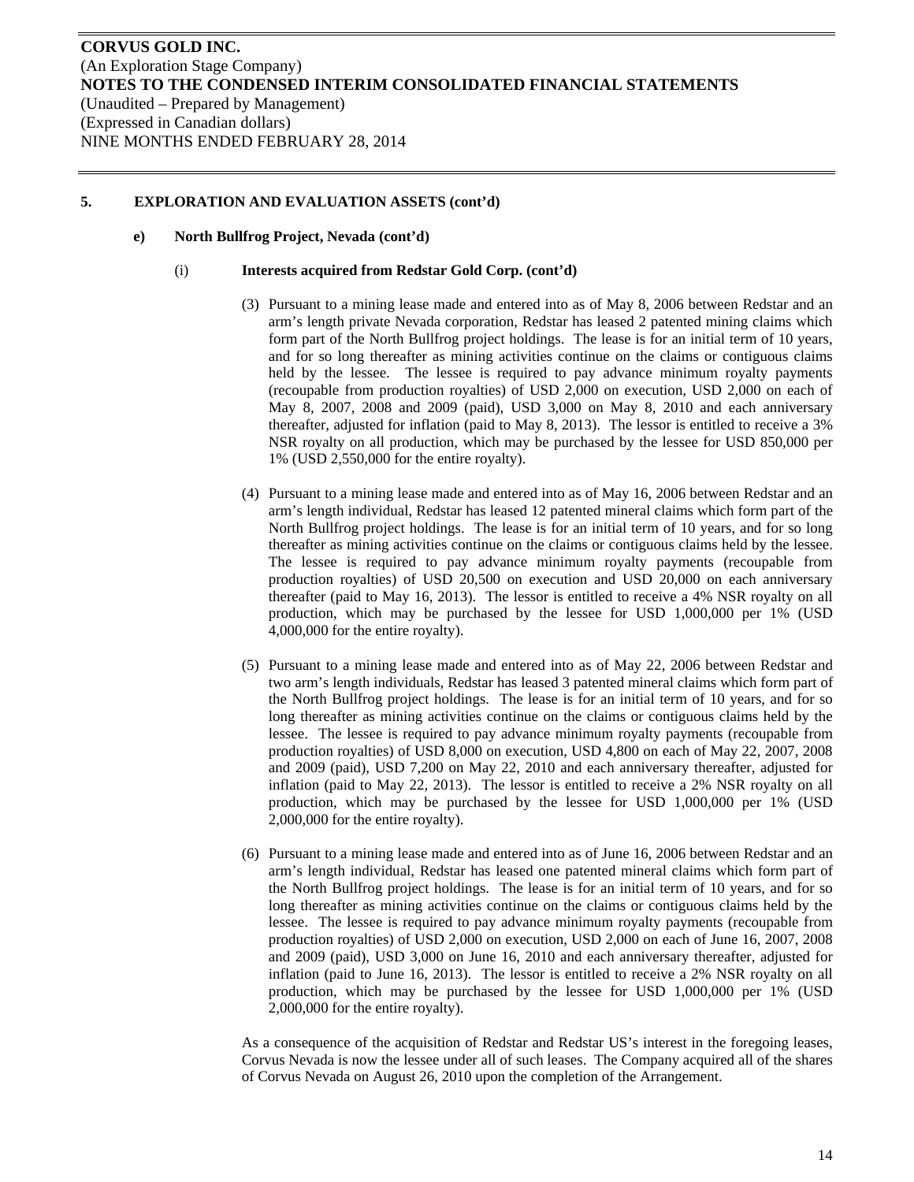## 5. EXPLORATION AND EVALUATION ASSETS (cont'd)

### e) North Bullfrog Project, Nevada (cont'd)

#### (i) Interests acquired from Redstar Gold Corp. (cont'd)

(3) Pursuant to a mining lease made and entered into as of May 8, 2006 between Redstar and an arm's length private Nevada corporation, Redstar has leased 2 patented mining claims which form part of the North Bullfrog project holdings. The lease is for an initial term of 10 years, and for so long thereafter as mining activities continue on the claims or contiguous claims held by the lessee. The lessee is required to pay advance minimum royalty payments (recoupable from production royalties) of USD 2,000 on execution, USD 2,000 on each of May 8, 2007, 2008 and 2009 (paid), USD 3,000 on May 8, 2010 and each anniversary thereafter, adjusted for inflation (paid to May 8, 2013). The lessor is entitled to receive a 3% NSR royalty on all production, which may be purchased by the lessee for USD 850,000 per 1% (USD 2,550,000 for the entire royalty).

(4) Pursuant to a mining lease made and entered into as of May 16, 2006 between Redstar and an arm's length individual, Redstar has leased 12 patented mineral claims which form part of the North Bullfrog project holdings. The lease is for an initial term of 10 years, and for so long thereafter as mining activities continue on the claims or contiguous claims held by the lessee. The lessee is required to pay advance minimum royalty payments (recoupable from production royalties) of USD 20,500 on execution and USD 20,000 on each anniversary thereafter (paid to May 16, 2013). The lessor is entitled to receive a 4% NSR royalty on all production, which may be purchased by the lessee for USD 1,000,000 per 1% (USD 4,000,000 for the entire royalty).

(5) Pursuant to a mining lease made and entered into as of May 22, 2006 between Redstar and two arm's length individuals, Redstar has leased 3 patented mineral claims which form part of the North Bullfrog project holdings. The lease is for an initial term of 10 years, and for so long thereafter as mining activities continue on the claims or contiguous claims held by the lessee. The lessee is required to pay advance minimum royalty payments (recoupable from production royalties) of USD 8,000 on execution, USD 4,800 on each of May 22, 2007, 2008 and 2009 (paid), USD 7,200 on May 22, 2010 and each anniversary thereafter, adjusted for inflation (paid to May 22, 2013). The lessor is entitled to receive a 2% NSR royalty on all production, which may be purchased by the lessee for USD 1,000,000 per 1% (USD 2,000,000 for the entire royalty).

(6) Pursuant to a mining lease made and entered into as of June 16, 2006 between Redstar and an arm's length individual, Redstar has leased one patented mineral claims which form part of the North Bullfrog project holdings. The lease is for an initial term of 10 years, and for so long thereafter as mining activities continue on the claims or contiguous claims held by the lessee. The lessee is required to pay advance minimum royalty payments (recoupable from production royalties) of USD 2,000 on execution, USD 2,000 on each of June 16, 2007, 2008 and 2009 (paid), USD 3,000 on June 16, 2010 and each anniversary thereafter, adjusted for inflation (paid to June 16, 2013). The lessor is entitled to receive a 2% NSR royalty on all production, which may be purchased by the lessee for USD 1,000,000 per 1% (USD 2,000,000 for the entire royalty).

As a consequence of the acquisition of Redstar and Redstar US's interest in the foregoing leases, Corvus Nevada is now the lessee under all of such leases. The Company acquired all of the shares of Corvus Nevada on August 26, 2010 upon the completion of the Arrangement.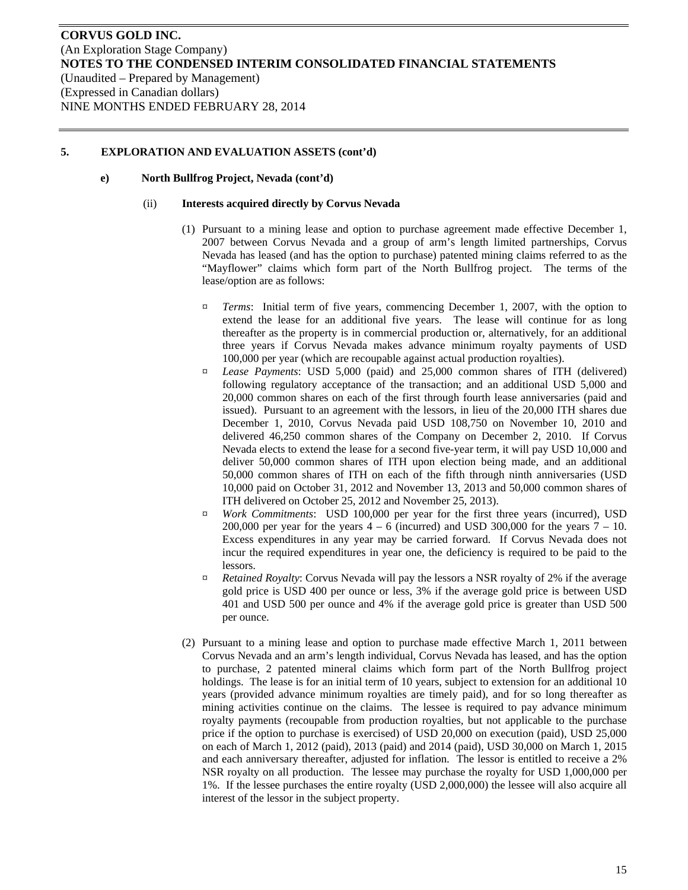CORVUS GOLD INC.
(An Exploration Stage Company)
NOTES TO THE CONDENSED INTERIM CONSOLIDATED FINANCIAL STATEMENTS
(Unaudited – Prepared by Management)
(Expressed in Canadian dollars)
NINE MONTHS ENDED FEBRUARY 28, 2014

## 5. EXPLORATION AND EVALUATION ASSETS (cont'd)

### e) North Bullfrog Project, Nevada (cont'd)

#### (ii) Interests acquired directly by Corvus Nevada

(1) Pursuant to a mining lease and option to purchase agreement made effective December 1, 2007 between Corvus Nevada and a group of arm's length limited partnerships, Corvus Nevada has leased (and has the option to purchase) patented mining claims referred to as the "Mayflower" claims which form part of the North Bullfrog project. The terms of the lease/option are as follows:

- *Terms*: Initial term of five years, commencing December 1, 2007, with the option to extend the lease for an additional five years. The lease will continue for as long thereafter as the property is in commercial production or, alternatively, for an additional three years if Corvus Nevada makes advance minimum royalty payments of USD 100,000 per year (which are recoupable against actual production royalties).
- *Lease Payments*: USD 5,000 (paid) and 25,000 common shares of ITH (delivered) following regulatory acceptance of the transaction; and an additional USD 5,000 and 20,000 common shares on each of the first through fourth lease anniversaries (paid and issued). Pursuant to an agreement with the lessors, in lieu of the 20,000 ITH shares due December 1, 2010, Corvus Nevada paid USD 108,750 on November 10, 2010 and delivered 46,250 common shares of the Company on December 2, 2010. If Corvus Nevada elects to extend the lease for a second five-year term, it will pay USD 10,000 and deliver 50,000 common shares of ITH upon election being made, and an additional 50,000 common shares of ITH on each of the fifth through ninth anniversaries (USD 10,000 paid on October 31, 2012 and November 13, 2013 and 50,000 common shares of ITH delivered on October 25, 2012 and November 25, 2013).
- *Work Commitments*: USD 100,000 per year for the first three years (incurred), USD 200,000 per year for the years 4 – 6 (incurred) and USD 300,000 for the years 7 – 10. Excess expenditures in any year may be carried forward. If Corvus Nevada does not incur the required expenditures in year one, the deficiency is required to be paid to the lessors.
- *Retained Royalty*: Corvus Nevada will pay the lessors a NSR royalty of 2% if the average gold price is USD 400 per ounce or less, 3% if the average gold price is between USD 401 and USD 500 per ounce and 4% if the average gold price is greater than USD 500 per ounce.

(2) Pursuant to a mining lease and option to purchase made effective March 1, 2011 between Corvus Nevada and an arm's length individual, Corvus Nevada has leased, and has the option to purchase, 2 patented mineral claims which form part of the North Bullfrog project holdings. The lease is for an initial term of 10 years, subject to extension for an additional 10 years (provided advance minimum royalties are timely paid), and for so long thereafter as mining activities continue on the claims. The lessee is required to pay advance minimum royalty payments (recoupable from production royalties, but not applicable to the purchase price if the option to purchase is exercised) of USD 20,000 on execution (paid), USD 25,000 on each of March 1, 2012 (paid), 2013 (paid) and 2014 (paid), USD 30,000 on March 1, 2015 and each anniversary thereafter, adjusted for inflation. The lessor is entitled to receive a 2% NSR royalty on all production. The lessee may purchase the royalty for USD 1,000,000 per 1%. If the lessee purchases the entire royalty (USD 2,000,000) the lessee will also acquire all interest of the lessor in the subject property.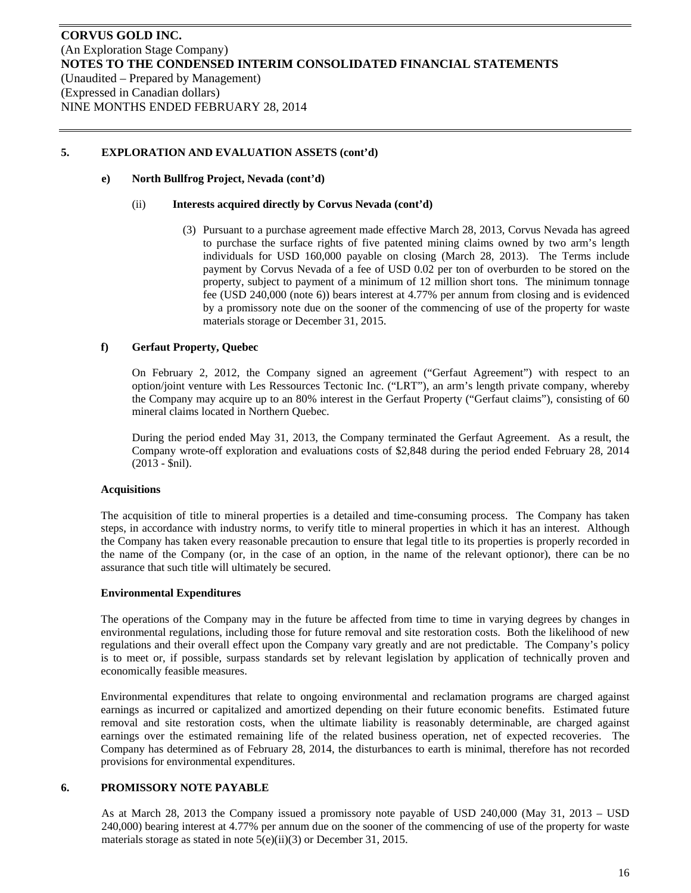## 5. EXPLORATION AND EVALUATION ASSETS (cont'd)

### e) North Bullfrog Project, Nevada (cont'd)

#### (ii) Interests acquired directly by Corvus Nevada (cont'd)

(3) Pursuant to a purchase agreement made effective March 28, 2013, Corvus Nevada has agreed to purchase the surface rights of five patented mining claims owned by two arm's length individuals for USD 160,000 payable on closing (March 28, 2013). The Terms include payment by Corvus Nevada of a fee of USD 0.02 per ton of overburden to be stored on the property, subject to payment of a minimum of 12 million short tons. The minimum tonnage fee (USD 240,000 (note 6)) bears interest at 4.77% per annum from closing and is evidenced by a promissory note due on the sooner of the commencing of use of the property for waste materials storage or December 31, 2015.

### f) Gerfaut Property, Quebec

On February 2, 2012, the Company signed an agreement ("Gerfaut Agreement") with respect to an option/joint venture with Les Ressources Tectonic Inc. ("LRT"), an arm's length private company, whereby the Company may acquire up to an 80% interest in the Gerfaut Property ("Gerfaut claims"), consisting of 60 mineral claims located in Northern Quebec.

During the period ended May 31, 2013, the Company terminated the Gerfaut Agreement. As a result, the Company wrote-off exploration and evaluations costs of $2,848 during the period ended February 28, 2014 (2013 - $nil).

**Acquisitions**

The acquisition of title to mineral properties is a detailed and time-consuming process. The Company has taken steps, in accordance with industry norms, to verify title to mineral properties in which it has an interest. Although the Company has taken every reasonable precaution to ensure that legal title to its properties is properly recorded in the name of the Company (or, in the case of an option, in the name of the relevant optionor), there can be no assurance that such title will ultimately be secured.

**Environmental Expenditures**

The operations of the Company may in the future be affected from time to time in varying degrees by changes in environmental regulations, including those for future removal and site restoration costs. Both the likelihood of new regulations and their overall effect upon the Company vary greatly and are not predictable. The Company's policy is to meet or, if possible, surpass standards set by relevant legislation by application of technically proven and economically feasible measures.

Environmental expenditures that relate to ongoing environmental and reclamation programs are charged against earnings as incurred or capitalized and amortized depending on their future economic benefits. Estimated future removal and site restoration costs, when the ultimate liability is reasonably determinable, are charged against earnings over the estimated remaining life of the related business operation, net of expected recoveries. The Company has determined as of February 28, 2014, the disturbances to earth is minimal, therefore has not recorded provisions for environmental expenditures.

## 6. PROMISSORY NOTE PAYABLE

As at March 28, 2013 the Company issued a promissory note payable of USD 240,000 (May 31, 2013 – USD 240,000) bearing interest at 4.77% per annum due on the sooner of the commencing of use of the property for waste materials storage as stated in note 5(e)(ii)(3) or December 31, 2015.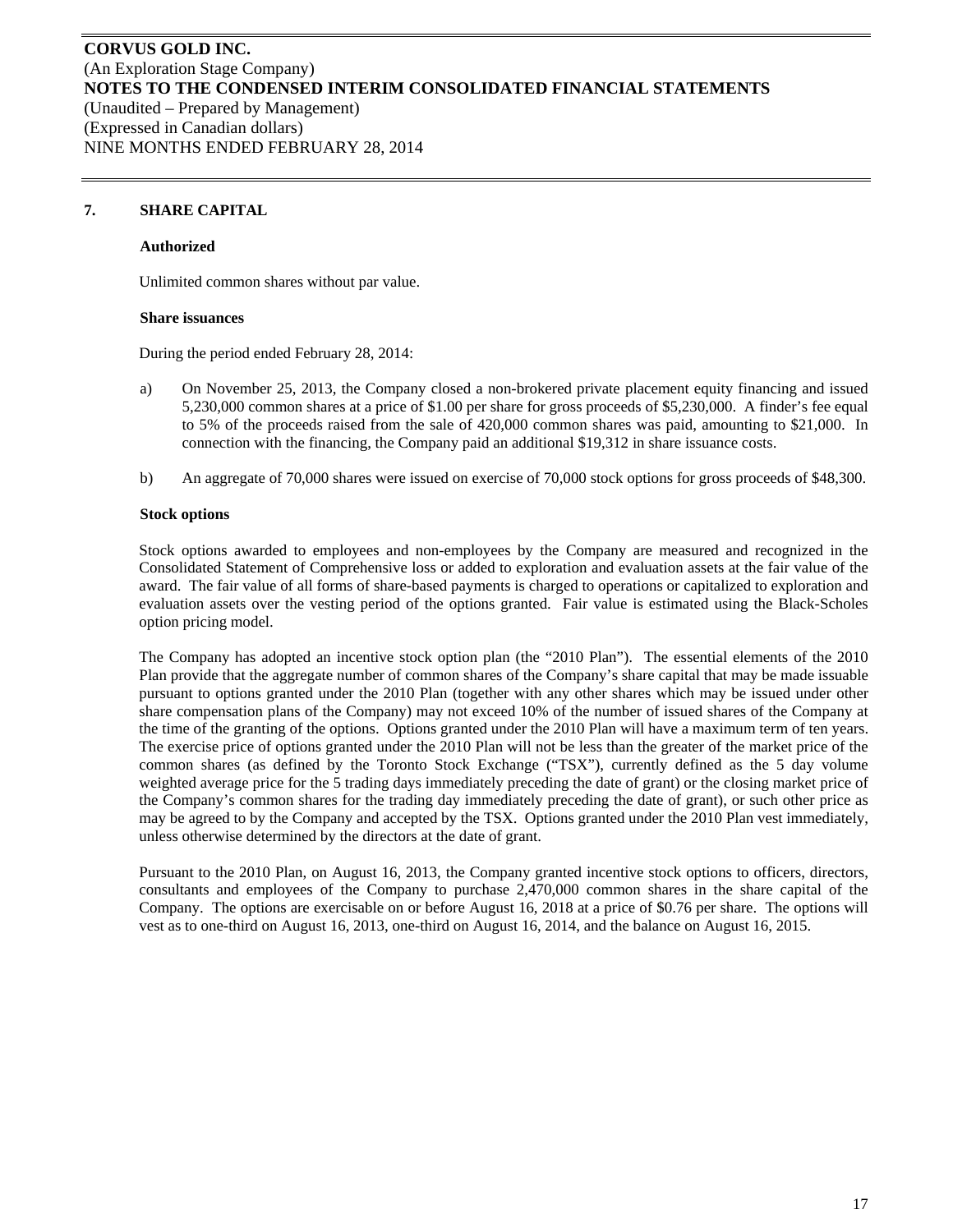## 7. SHARE CAPITAL

### Authorized

Unlimited common shares without par value.

### Share issuances

During the period ended February 28, 2014:

a) On November 25, 2013, the Company closed a non-brokered private placement equity financing and issued 5,230,000 common shares at a price of $1.00 per share for gross proceeds of $5,230,000. A finder's fee equal to 5% of the proceeds raised from the sale of 420,000 common shares was paid, amounting to $21,000. In connection with the financing, the Company paid an additional $19,312 in share issuance costs.

b) An aggregate of 70,000 shares were issued on exercise of 70,000 stock options for gross proceeds of $48,300.

### Stock options

Stock options awarded to employees and non-employees by the Company are measured and recognized in the Consolidated Statement of Comprehensive loss or added to exploration and evaluation assets at the fair value of the award. The fair value of all forms of share-based payments is charged to operations or capitalized to exploration and evaluation assets over the vesting period of the options granted. Fair value is estimated using the Black-Scholes option pricing model.

The Company has adopted an incentive stock option plan (the "2010 Plan"). The essential elements of the 2010 Plan provide that the aggregate number of common shares of the Company's share capital that may be made issuable pursuant to options granted under the 2010 Plan (together with any other shares which may be issued under other share compensation plans of the Company) may not exceed 10% of the number of issued shares of the Company at the time of the granting of the options. Options granted under the 2010 Plan will have a maximum term of ten years. The exercise price of options granted under the 2010 Plan will not be less than the greater of the market price of the common shares (as defined by the Toronto Stock Exchange ("TSX"), currently defined as the 5 day volume weighted average price for the 5 trading days immediately preceding the date of grant) or the closing market price of the Company's common shares for the trading day immediately preceding the date of grant), or such other price as may be agreed to by the Company and accepted by the TSX. Options granted under the 2010 Plan vest immediately, unless otherwise determined by the directors at the date of grant.

Pursuant to the 2010 Plan, on August 16, 2013, the Company granted incentive stock options to officers, directors, consultants and employees of the Company to purchase 2,470,000 common shares in the share capital of the Company. The options are exercisable on or before August 16, 2018 at a price of $0.76 per share. The options will vest as to one-third on August 16, 2013, one-third on August 16, 2014, and the balance on August 16, 2015.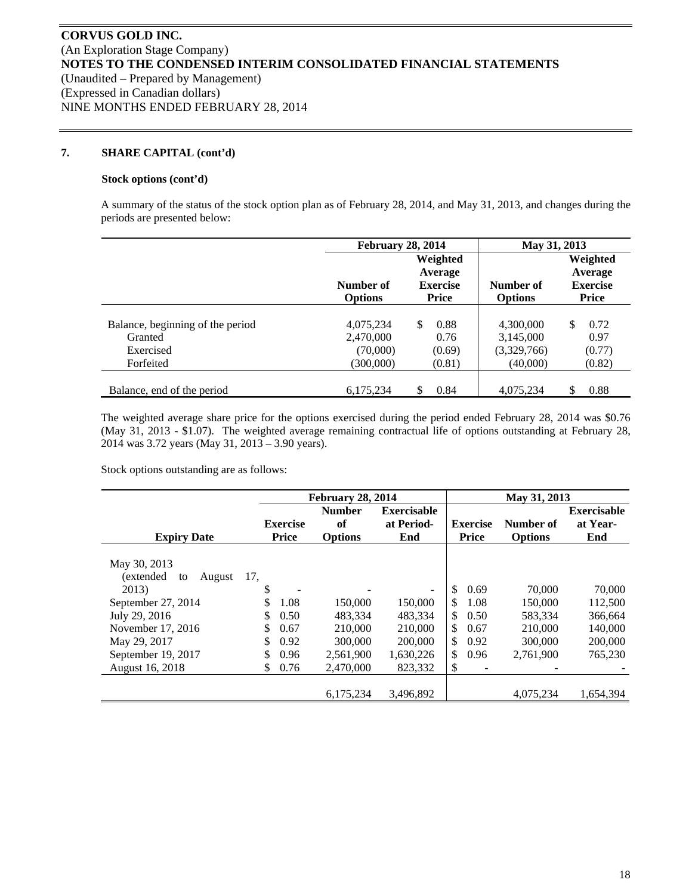**CORVUS GOLD INC.**
(An Exploration Stage Company)
**NOTES TO THE CONDENSED INTERIM CONSOLIDATED FINANCIAL STATEMENTS**
(Unaudited – Prepared by Management)
(Expressed in Canadian dollars)
NINE MONTHS ENDED FEBRUARY 28, 2014

## 7. SHARE CAPITAL (cont'd)

### Stock options (cont'd)

A summary of the status of the stock option plan as of February 28, 2014, and May 31, 2013, and changes during the periods are presented below:

| | February 28, 2014 | | May 31, 2013 | |
|---|---|---|---|---|
| | Number of Options | Weighted Average Exercise Price | Number of Options | Weighted Average Exercise Price |
| Balance, beginning of the period | 4,075,234 | $ 0.88 | 4,300,000 | $ 0.72 |
| Granted | 2,470,000 | 0.76 | 3,145,000 | 0.97 |
| Exercised | (70,000) | (0.69) | (3,329,766) | (0.77) |
| Forfeited | (300,000) | (0.81) | (40,000) | (0.82) |
| Balance, end of the period | 6,175,234 | $ 0.84 | 4,075,234 | $ 0.88 |

The weighted average share price for the options exercised during the period ended February 28, 2014 was $0.76 (May 31, 2013 - $1.07). The weighted average remaining contractual life of options outstanding at February 28, 2014 was 3.72 years (May 31, 2013 – 3.90 years).

Stock options outstanding are as follows:

| | February 28, 2014 | | | May 31, 2013 | | |
|---|---|---|---|---|---|---|
| Expiry Date | Exercise Price | Number of Options | Exercisable at Period-End | Exercise Price | Number of Options | Exercisable at Year-End |
| May 30, 2013 (extended to August 17, 2013) | $ - | - | - | $ 0.69 | 70,000 | 70,000 |
| September 27, 2014 | $ 1.08 | 150,000 | 150,000 | $ 1.08 | 150,000 | 112,500 |
| July 29, 2016 | $ 0.50 | 483,334 | 483,334 | $ 0.50 | 583,334 | 366,664 |
| November 17, 2016 | $ 0.67 | 210,000 | 210,000 | $ 0.67 | 210,000 | 140,000 |
| May 29, 2017 | $ 0.92 | 300,000 | 200,000 | $ 0.92 | 300,000 | 200,000 |
| September 19, 2017 | $ 0.96 | 2,561,900 | 1,630,226 | $ 0.96 | 2,761,900 | 765,230 |
| August 16, 2018 | $ 0.76 | 2,470,000 | 823,332 | $ - | - | - |
| | | 6,175,234 | 3,496,892 | | 4,075,234 | 1,654,394 |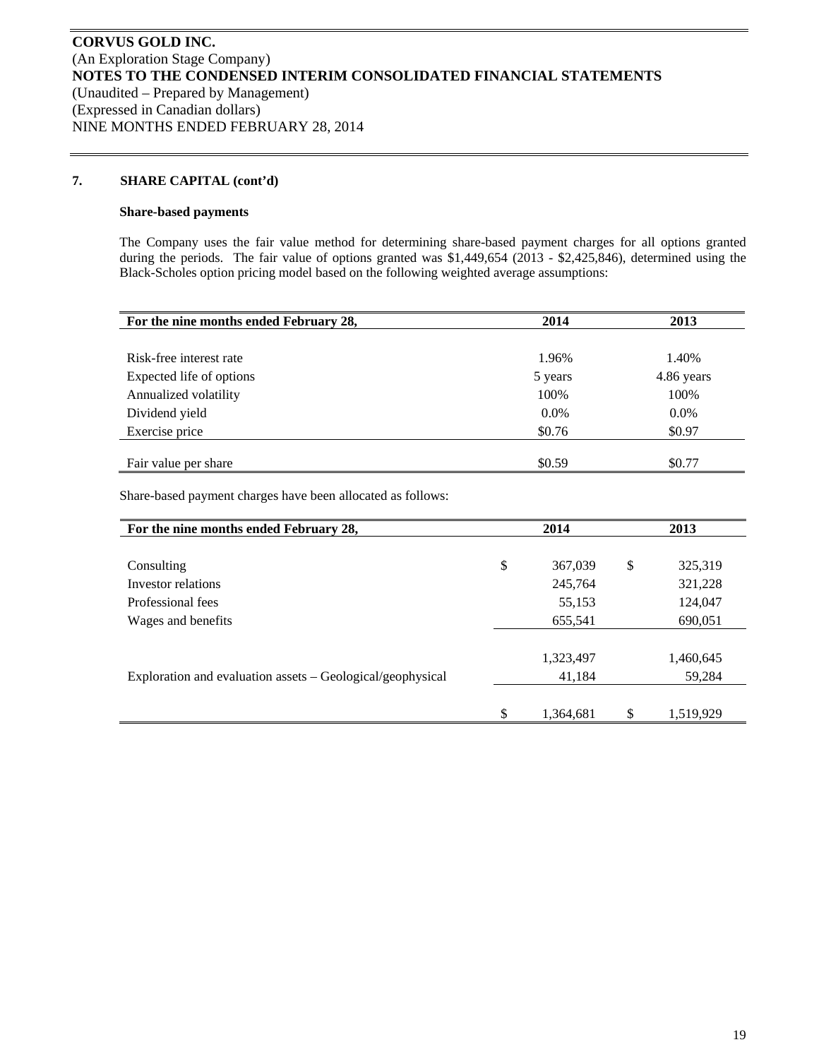**CORVUS GOLD INC.**
(An Exploration Stage Company)
**NOTES TO THE CONDENSED INTERIM CONSOLIDATED FINANCIAL STATEMENTS**
(Unaudited – Prepared by Management)
(Expressed in Canadian dollars)
NINE MONTHS ENDED FEBRUARY 28, 2014

## 7. SHARE CAPITAL (cont'd)

### Share-based payments

The Company uses the fair value method for determining share-based payment charges for all options granted during the periods. The fair value of options granted was $1,449,654 (2013 - $2,425,846), determined using the Black-Scholes option pricing model based on the following weighted average assumptions:

| For the nine months ended February 28, | 2014 | 2013 |
|---|---|---|
| Risk-free interest rate | 1.96% | 1.40% |
| Expected life of options | 5 years | 4.86 years |
| Annualized volatility | 100% | 100% |
| Dividend yield | 0.0% | 0.0% |
| Exercise price | $0.76 | $0.97 |
| Fair value per share | $0.59 | $0.77 |

Share-based payment charges have been allocated as follows:

| For the nine months ended February 28, | 2014 | 2013 |
|---|---|---|
| Consulting | $ 367,039 | $ 325,319 |
| Investor relations | 245,764 | 321,228 |
| Professional fees | 55,153 | 124,047 |
| Wages and benefits | 655,541 | 690,051 |
| | 1,323,497 | 1,460,645 |
| Exploration and evaluation assets – Geological/geophysical | 41,184 | 59,284 |
| | $ 1,364,681 | $ 1,519,929 |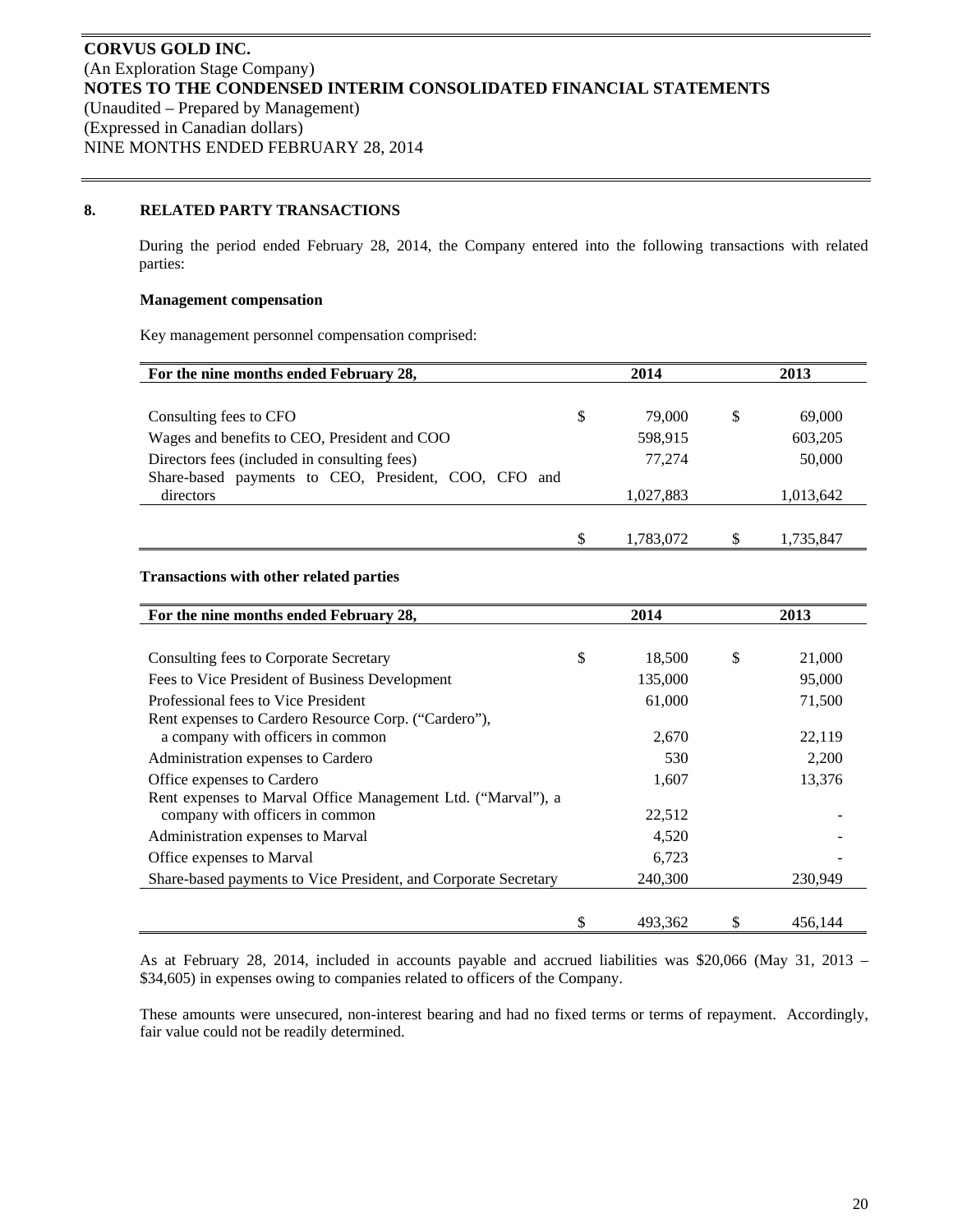**CORVUS GOLD INC.**
(An Exploration Stage Company)
**NOTES TO THE CONDENSED INTERIM CONSOLIDATED FINANCIAL STATEMENTS**
(Unaudited – Prepared by Management)
(Expressed in Canadian dollars)
NINE MONTHS ENDED FEBRUARY 28, 2014

## 8. RELATED PARTY TRANSACTIONS

During the period ended February 28, 2014, the Company entered into the following transactions with related parties:

**Management compensation**

Key management personnel compensation comprised:

| For the nine months ended February 28, | 2014 | 2013 |
|---|---|---|
| Consulting fees to CFO | $ 79,000 | $ 69,000 |
| Wages and benefits to CEO, President and COO | 598,915 | 603,205 |
| Directors fees (included in consulting fees) | 77,274 | 50,000 |
| Share-based payments to CEO, President, COO, CFO and directors | 1,027,883 | 1,013,642 |
| | $ 1,783,072 | $ 1,735,847 |

**Transactions with other related parties**

| For the nine months ended February 28, | 2014 | 2013 |
|---|---|---|
| Consulting fees to Corporate Secretary | $ 18,500 | $ 21,000 |
| Fees to Vice President of Business Development | 135,000 | 95,000 |
| Professional fees to Vice President | 61,000 | 71,500 |
| Rent expenses to Cardero Resource Corp. ("Cardero"), a company with officers in common | 2,670 | 22,119 |
| Administration expenses to Cardero | 530 | 2,200 |
| Office expenses to Cardero | 1,607 | 13,376 |
| Rent expenses to Marval Office Management Ltd. ("Marval"), a company with officers in common | 22,512 | - |
| Administration expenses to Marval | 4,520 | - |
| Office expenses to Marval | 6,723 | - |
| Share-based payments to Vice President, and Corporate Secretary | 240,300 | 230,949 |
| | $ 493,362 | $ 456,144 |

As at February 28, 2014, included in accounts payable and accrued liabilities was $20,066 (May 31, 2013 – $34,605) in expenses owing to companies related to officers of the Company.

These amounts were unsecured, non-interest bearing and had no fixed terms or terms of repayment. Accordingly, fair value could not be readily determined.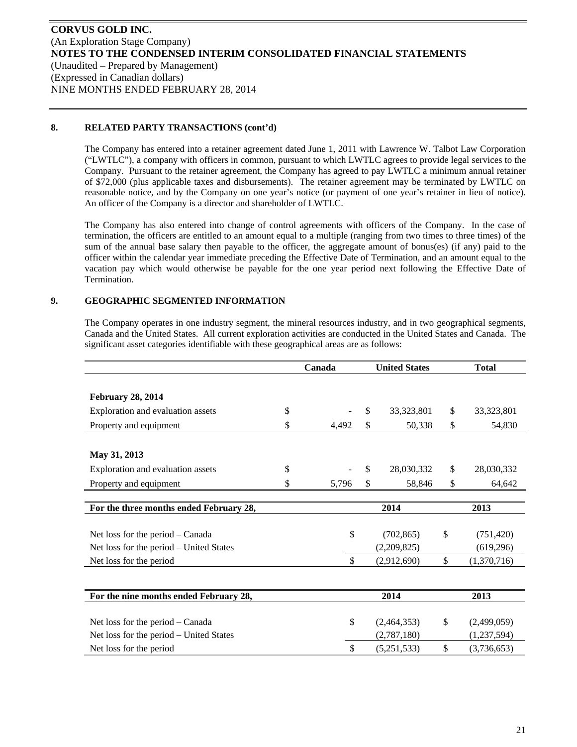**CORVUS GOLD INC.**
(An Exploration Stage Company)
**NOTES TO THE CONDENSED INTERIM CONSOLIDATED FINANCIAL STATEMENTS**
(Unaudited – Prepared by Management)
(Expressed in Canadian dollars)
NINE MONTHS ENDED FEBRUARY 28, 2014

## 8. RELATED PARTY TRANSACTIONS (cont'd)

The Company has entered into a retainer agreement dated June 1, 2011 with Lawrence W. Talbot Law Corporation ("LWTLC"), a company with officers in common, pursuant to which LWTLC agrees to provide legal services to the Company. Pursuant to the retainer agreement, the Company has agreed to pay LWTLC a minimum annual retainer of $72,000 (plus applicable taxes and disbursements). The retainer agreement may be terminated by LWTLC on reasonable notice, and by the Company on one year's notice (or payment of one year's retainer in lieu of notice). An officer of the Company is a director and shareholder of LWTLC.

The Company has also entered into change of control agreements with officers of the Company. In the case of termination, the officers are entitled to an amount equal to a multiple (ranging from two times to three times) of the sum of the annual base salary then payable to the officer, the aggregate amount of bonus(es) (if any) paid to the officer within the calendar year immediate preceding the Effective Date of Termination, and an amount equal to the vacation pay which would otherwise be payable for the one year period next following the Effective Date of Termination.

## 9. GEOGRAPHIC SEGMENTED INFORMATION

The Company operates in one industry segment, the mineral resources industry, and in two geographical segments, Canada and the United States. All current exploration activities are conducted in the United States and Canada. The significant asset categories identifiable with these geographical areas are as follows:

| | Canada | United States | Total |
|---|---|---|---|
| **February 28, 2014** | | | |
| Exploration and evaluation assets | $ - | $ 33,323,801 | $ 33,323,801 |
| Property and equipment | $ 4,492 | $ 50,338 | $ 54,830 |
| **May 31, 2013** | | | |
| Exploration and evaluation assets | $ - | $ 28,030,332 | $ 28,030,332 |
| Property and equipment | $ 5,796 | $ 58,846 | $ 64,642 |

| For the three months ended February 28, | 2014 | 2013 |
|---|---|---|
| Net loss for the period – Canada | $ (702,865) | $ (751,420) |
| Net loss for the period – United States | (2,209,825) | (619,296) |
| Net loss for the period | $ (2,912,690) | $ (1,370,716) |

| For the nine months ended February 28, | 2014 | 2013 |
|---|---|---|
| Net loss for the period – Canada | $ (2,464,353) | $ (2,499,059) |
| Net loss for the period – United States | (2,787,180) | (1,237,594) |
| Net loss for the period | $ (5,251,533) | $ (3,736,653) |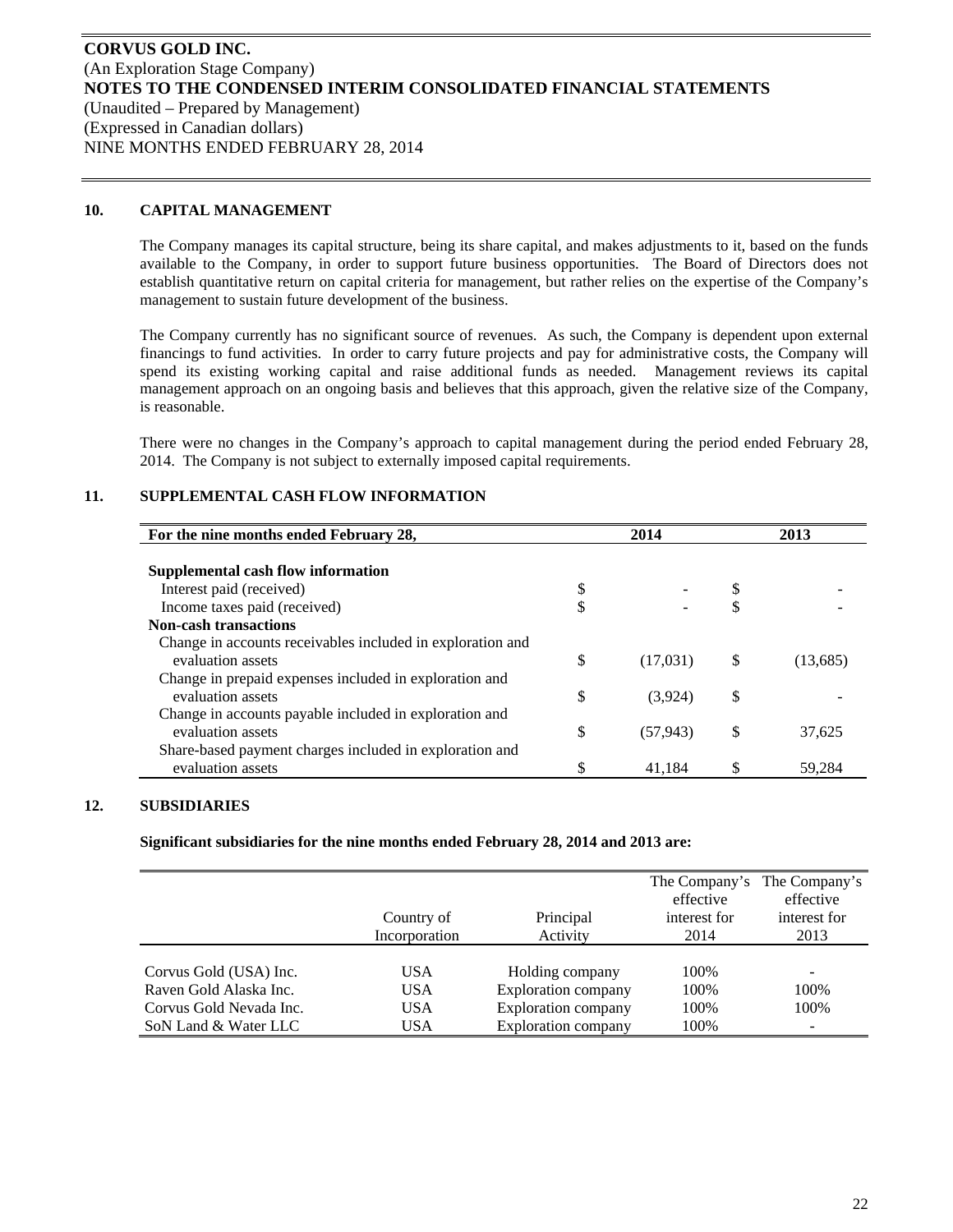**CORVUS GOLD INC.**
(An Exploration Stage Company)
**NOTES TO THE CONDENSED INTERIM CONSOLIDATED FINANCIAL STATEMENTS**
(Unaudited – Prepared by Management)
(Expressed in Canadian dollars)
NINE MONTHS ENDED FEBRUARY 28, 2014

## 10. CAPITAL MANAGEMENT

The Company manages its capital structure, being its share capital, and makes adjustments to it, based on the funds available to the Company, in order to support future business opportunities. The Board of Directors does not establish quantitative return on capital criteria for management, but rather relies on the expertise of the Company's management to sustain future development of the business.

The Company currently has no significant source of revenues. As such, the Company is dependent upon external financings to fund activities. In order to carry future projects and pay for administrative costs, the Company will spend its existing working capital and raise additional funds as needed. Management reviews its capital management approach on an ongoing basis and believes that this approach, given the relative size of the Company, is reasonable.

There were no changes in the Company's approach to capital management during the period ended February 28, 2014. The Company is not subject to externally imposed capital requirements.

## 11. SUPPLEMENTAL CASH FLOW INFORMATION

| For the nine months ended February 28, | 2014 | 2013 |
|---|---|---|
| **Supplemental cash flow information** | | |
| Interest paid (received) | $ - | $ - |
| Income taxes paid (received) | $ - | $ - |
| **Non-cash transactions** | | |
| Change in accounts receivables included in exploration and evaluation assets | $ (17,031) | $ (13,685) |
| Change in prepaid expenses included in exploration and evaluation assets | $ (3,924) | $ - |
| Change in accounts payable included in exploration and evaluation assets | $ (57,943) | $ 37,625 |
| Share-based payment charges included in exploration and evaluation assets | $ 41,184 | $ 59,284 |

## 12. SUBSIDIARIES

**Significant subsidiaries for the nine months ended February 28, 2014 and 2013 are:**

| | Country of Incorporation | Principal Activity | The Company's effective interest for 2014 | The Company's effective interest for 2013 |
|---|---|---|---|---|
| Corvus Gold (USA) Inc. | USA | Holding company | 100% | - |
| Raven Gold Alaska Inc. | USA | Exploration company | 100% | 100% |
| Corvus Gold Nevada Inc. | USA | Exploration company | 100% | 100% |
| SoN Land & Water LLC | USA | Exploration company | 100% | - |